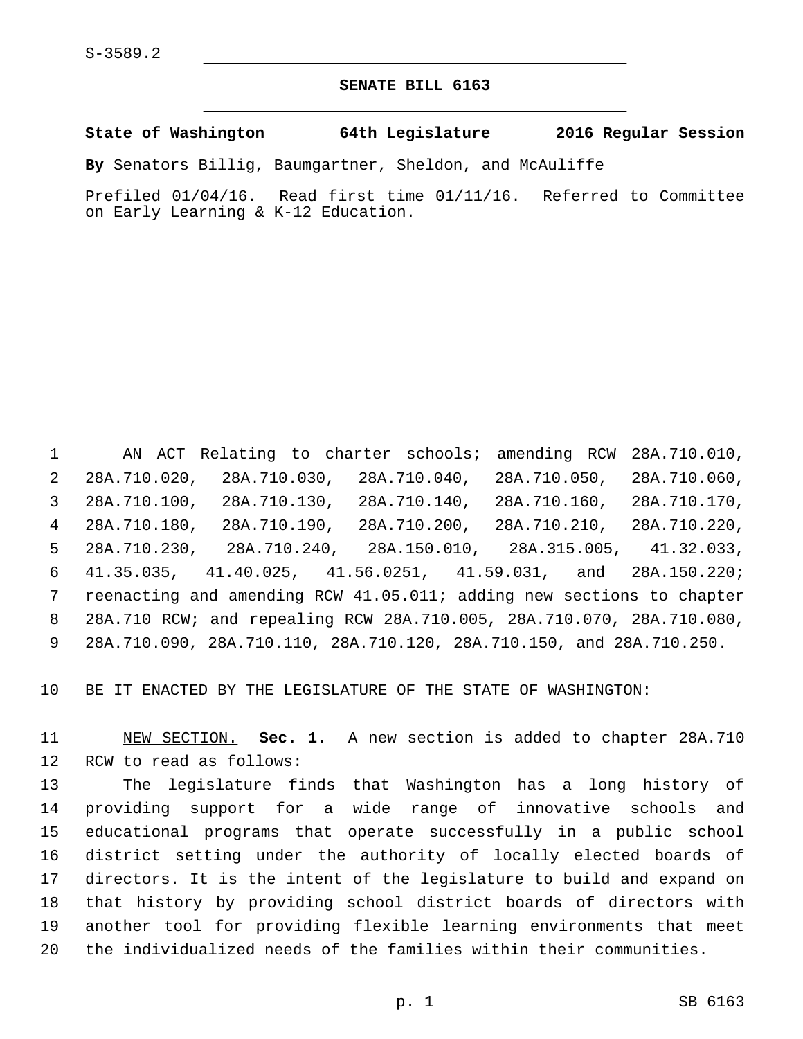S-3589.2

## SENATE BILL 6163

**State of Washington 64th Legislature 2016 Regular Session**

**By** Senators Billig, Baumgartner, Sheldon, and McAuliffe

Prefiled 01/04/16. Read first time 01/11/16. Referred to Committee on Early Learning & K-12 Education.

AN ACT Relating to charter schools; amending RCW 28A.710.010, 28A.710.020, 28A.710.030, 28A.710.040, 28A.710.050, 28A.710.060, 28A.710.100, 28A.710.130, 28A.710.140, 28A.710.160, 28A.710.170, 28A.710.180, 28A.710.190, 28A.710.200, 28A.710.210, 28A.710.220, 28A.710.230, 28A.710.240, 28A.150.010, 28A.315.005, 41.32.033, 41.35.035, 41.40.025, 41.56.0251, 41.59.031, and 28A.150.220; reenacting and amending RCW 41.05.011; adding new sections to chapter 28A.710 RCW; and repealing RCW 28A.710.005, 28A.710.070, 28A.710.080, 28A.710.090, 28A.710.110, 28A.710.120, 28A.710.150, and 28A.710.250.

BE IT ENACTED BY THE LEGISLATURE OF THE STATE OF WASHINGTON:

NEW SECTION. **Sec. 1.** A new section is added to chapter 28A.710 RCW to read as follows:

The legislature finds that Washington has a long history of providing support for a wide range of innovative schools and educational programs that operate successfully in a public school district setting under the authority of locally elected boards of directors. It is the intent of the legislature to build and expand on that history by providing school district boards of directors with another tool for providing flexible learning environments that meet the individualized needs of the families within their communities.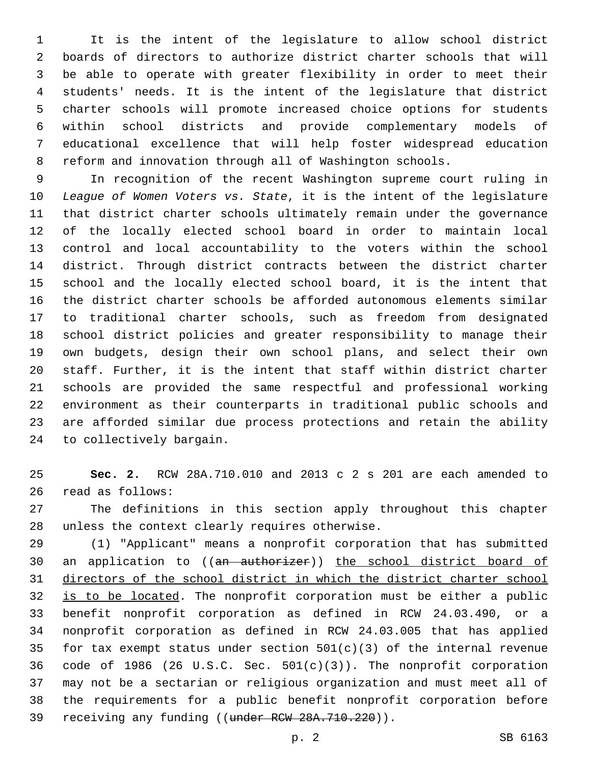It is the intent of the legislature to allow school district boards of directors to authorize district charter schools that will be able to operate with greater flexibility in order to meet their students' needs. It is the intent of the legislature that district charter schools will promote increased choice options for students within school districts and provide complementary models of educational excellence that will help foster widespread education reform and innovation through all of Washington schools.

In recognition of the recent Washington supreme court ruling in *League of Women Voters vs. State*, it is the intent of the legislature that district charter schools ultimately remain under the governance of the locally elected school board in order to maintain local control and local accountability to the voters within the school district. Through district contracts between the district charter school and the locally elected school board, it is the intent that the district charter schools be afforded autonomous elements similar to traditional charter schools, such as freedom from designated school district policies and greater responsibility to manage their own budgets, design their own school plans, and select their own staff. Further, it is the intent that staff within district charter schools are provided the same respectful and professional working environment as their counterparts in traditional public schools and are afforded similar due process protections and retain the ability to collectively bargain.

**Sec. 2.** RCW 28A.710.010 and 2013 c 2 s 201 are each amended to read as follows:

The definitions in this section apply throughout this chapter unless the context clearly requires otherwise.

(1) "Applicant" means a nonprofit corporation that has submitted an application to ((~~an authorizer~~)) <u>the school district board of directors of the school district in which the district charter school is to be located</u>. The nonprofit corporation must be either a public benefit nonprofit corporation as defined in RCW 24.03.490, or a nonprofit corporation as defined in RCW 24.03.005 that has applied for tax exempt status under section 501(c)(3) of the internal revenue code of 1986 (26 U.S.C. Sec. 501(c)(3)). The nonprofit corporation may not be a sectarian or religious organization and must meet all of the requirements for a public benefit nonprofit corporation before receiving any funding ((~~under RCW 28A.710.220~~)).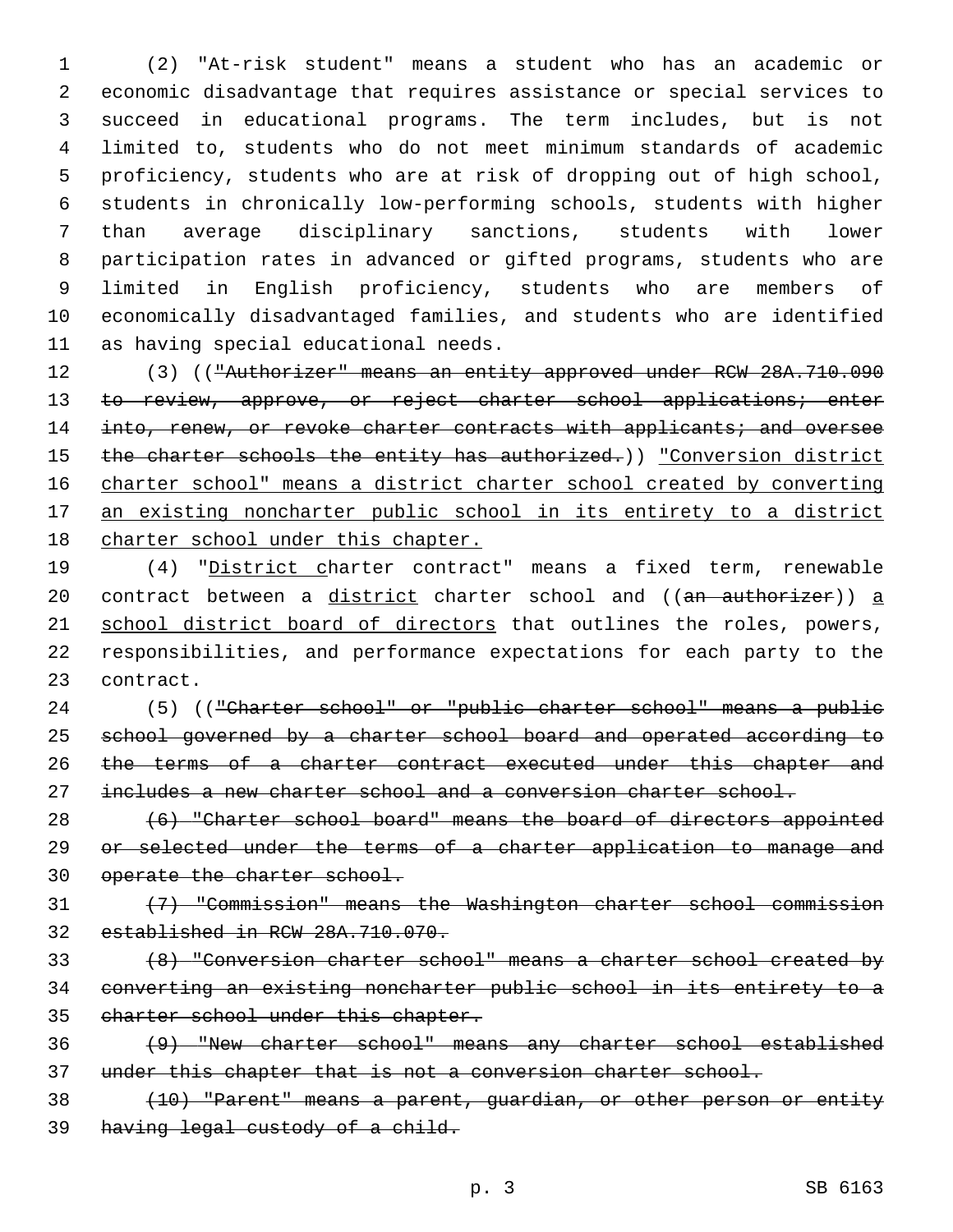(2) "At-risk student" means a student who has an academic or economic disadvantage that requires assistance or special services to succeed in educational programs. The term includes, but is not limited to, students who do not meet minimum standards of academic proficiency, students who are at risk of dropping out of high school, students in chronically low-performing schools, students with higher than average disciplinary sanctions, students with lower participation rates in advanced or gifted programs, students who are limited in English proficiency, students who are members of economically disadvantaged families, and students who are identified as having special educational needs.

(3) ((~~"Authorizer" means an entity approved under RCW 28A.710.090 to review, approve, or reject charter school applications; enter into, renew, or revoke charter contracts with applicants; and oversee the charter schools the entity has authorized.~~)) <u>"Conversion district charter school" means a district charter school created by converting an existing noncharter public school in its entirety to a district charter school under this chapter.</u>

(4) "<u>District c</u>harter contract" means a fixed term, renewable contract between a <u>district</u> charter school and ((~~an authorizer~~)) <u>a school district board of directors</u> that outlines the roles, powers, responsibilities, and performance expectations for each party to the contract.

(5) ((~~"Charter school" or "public charter school" means a public school governed by a charter school board and operated according to the terms of a charter contract executed under this chapter and includes a new charter school and a conversion charter school.~~

~~(6) "Charter school board" means the board of directors appointed or selected under the terms of a charter application to manage and operate the charter school.~~

~~(7) "Commission" means the Washington charter school commission established in RCW 28A.710.070.~~

~~(8) "Conversion charter school" means a charter school created by converting an existing noncharter public school in its entirety to a charter school under this chapter.~~

~~(9) "New charter school" means any charter school established under this chapter that is not a conversion charter school.~~

~~(10) "Parent" means a parent, guardian, or other person or entity having legal custody of a child.~~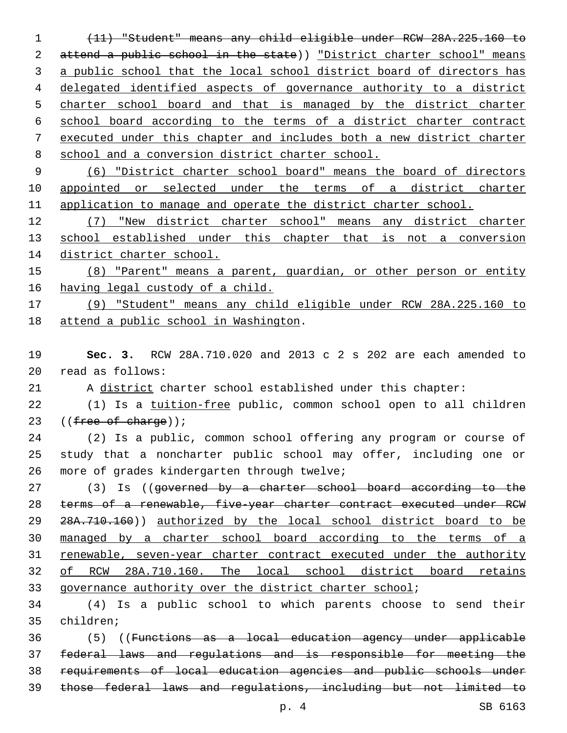~~(11) "Student" means any child eligible under RCW 28A.225.160 to attend a public school in the state~~)) "District charter school" means a public school that the local school district board of directors has delegated identified aspects of governance authority to a district charter school board and that is managed by the district charter school board according to the terms of a district charter contract executed under this chapter and includes both a new district charter school and a conversion district charter school.

(6) "District charter school board" means the board of directors appointed or selected under the terms of a district charter application to manage and operate the district charter school.

(7) "New district charter school" means any district charter school established under this chapter that is not a conversion district charter school.

(8) "Parent" means a parent, guardian, or other person or entity having legal custody of a child.

(9) "Student" means any child eligible under RCW 28A.225.160 to attend a public school in Washington.

**Sec. 3.** RCW 28A.710.020 and 2013 c 2 s 202 are each amended to read as follows:

A district charter school established under this chapter:

(1) Is a tuition-free public, common school open to all children ((~~free of charge~~));

(2) Is a public, common school offering any program or course of study that a noncharter public school may offer, including one or more of grades kindergarten through twelve;

(3) Is ((~~governed by a charter school board according to the terms of a renewable, five-year charter contract executed under RCW 28A.710.160~~)) authorized by the local school district board to be managed by a charter school board according to the terms of a renewable, seven-year charter contract executed under the authority of RCW 28A.710.160. The local school district board retains governance authority over the district charter school;

(4) Is a public school to which parents choose to send their children;

(5) ((~~Functions as a local education agency under applicable federal laws and regulations and is responsible for meeting the requirements of local education agencies and public schools under those federal laws and regulations, including but not limited to~~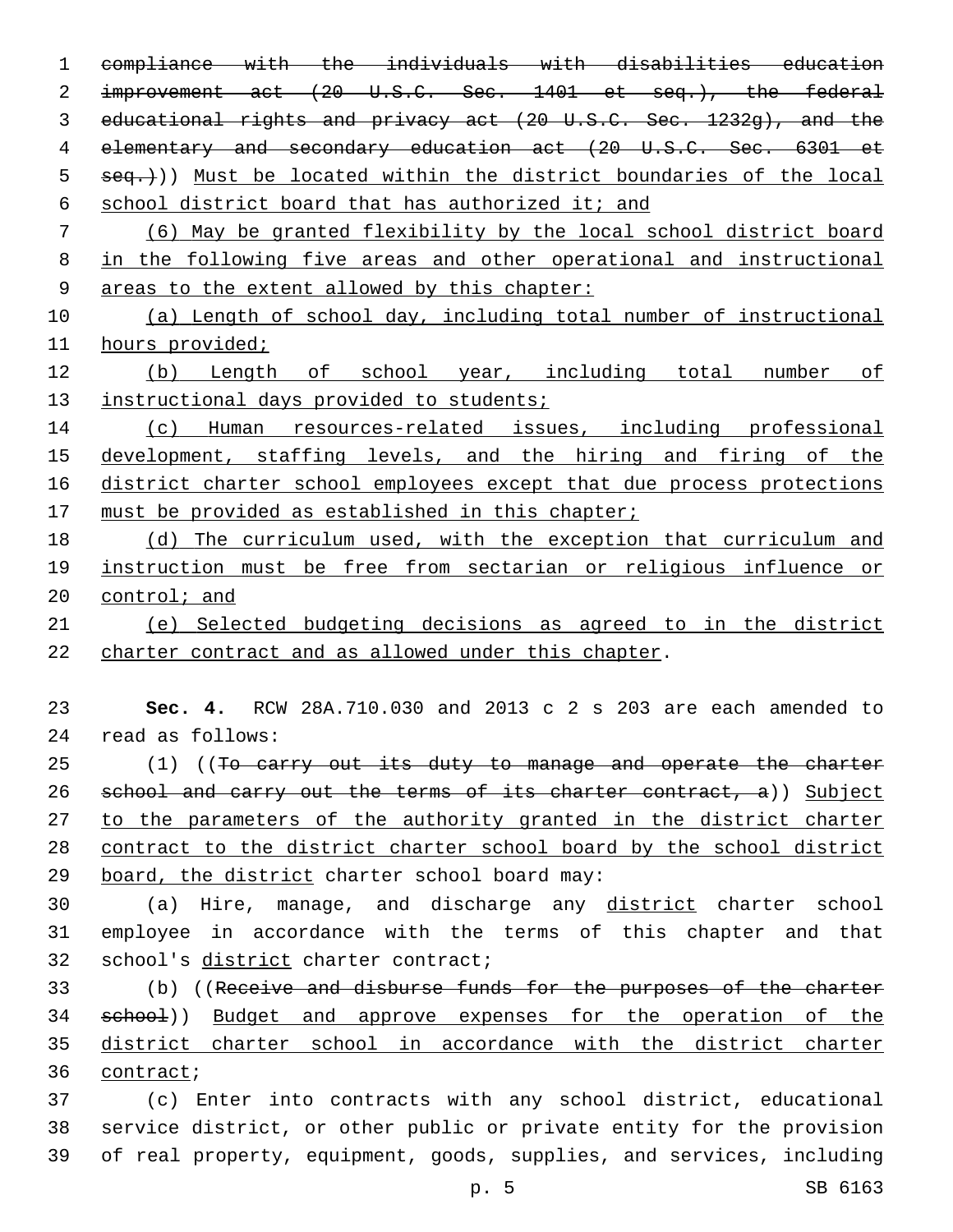~~compliance with the individuals with disabilities education improvement act (20 U.S.C. Sec. 1401 et seq.), the federal educational rights and privacy act (20 U.S.C. Sec. 1232g), and the elementary and secondary education act (20 U.S.C. Sec. 6301 et seq.)~~)) Must be located within the district boundaries of the local school district board that has authorized it; and

(6) May be granted flexibility by the local school district board in the following five areas and other operational and instructional areas to the extent allowed by this chapter:

(a) Length of school day, including total number of instructional hours provided;

(b) Length of school year, including total number of instructional days provided to students;

(c) Human resources-related issues, including professional development, staffing levels, and the hiring and firing of the district charter school employees except that due process protections must be provided as established in this chapter;

(d) The curriculum used, with the exception that curriculum and instruction must be free from sectarian or religious influence or control; and

(e) Selected budgeting decisions as agreed to in the district charter contract and as allowed under this chapter.

**Sec. 4.** RCW 28A.710.030 and 2013 c 2 s 203 are each amended to read as follows:

(1) ((~~To carry out its duty to manage and operate the charter school and carry out the terms of its charter contract, a~~)) Subject to the parameters of the authority granted in the district charter contract to the district charter school board by the school district board, the district charter school board may:

(a) Hire, manage, and discharge any district charter school employee in accordance with the terms of this chapter and that school's district charter contract;

(b) ((~~Receive and disburse funds for the purposes of the charter school~~)) Budget and approve expenses for the operation of the district charter school in accordance with the district charter contract;

(c) Enter into contracts with any school district, educational service district, or other public or private entity for the provision of real property, equipment, goods, supplies, and services, including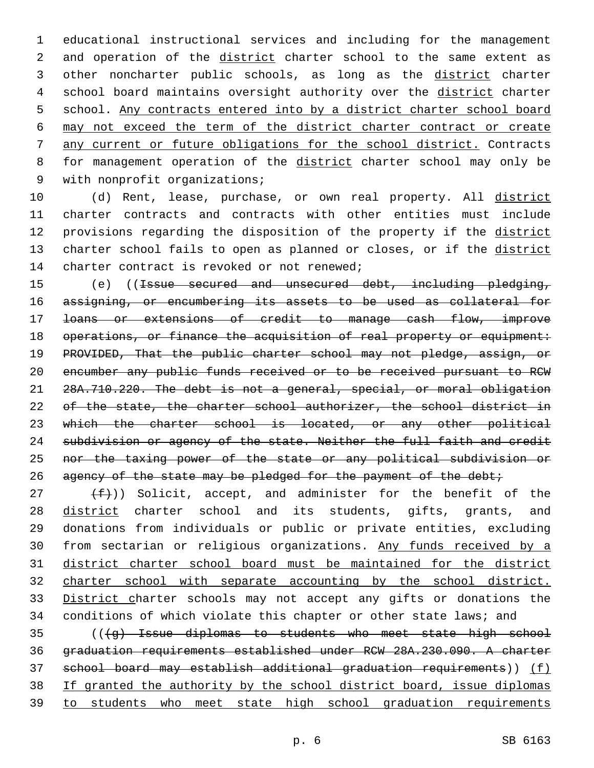educational instructional services and including for the management and operation of the district charter school to the same extent as other noncharter public schools, as long as the district charter school board maintains oversight authority over the district charter school. Any contracts entered into by a district charter school board may not exceed the term of the district charter contract or create any current or future obligations for the school district. Contracts for management operation of the district charter school may only be with nonprofit organizations;

(d) Rent, lease, purchase, or own real property. All district charter contracts and contracts with other entities must include provisions regarding the disposition of the property if the district charter school fails to open as planned or closes, or if the district charter contract is revoked or not renewed;

(e) ((~~Issue secured and unsecured debt, including pledging, assigning, or encumbering its assets to be used as collateral for loans or extensions of credit to manage cash flow, improve operations, or finance the acquisition of real property or equipment: PROVIDED, That the public charter school may not pledge, assign, or encumber any public funds received or to be received pursuant to RCW 28A.710.220. The debt is not a general, special, or moral obligation of the state, the charter school authorizer, the school district in which the charter school is located, or any other political subdivision or agency of the state. Neither the full faith and credit nor the taxing power of the state or any political subdivision or agency of the state may be pledged for the payment of the debt;~~

~~(f)~~)) Solicit, accept, and administer for the benefit of the district charter school and its students, gifts, grants, and donations from individuals or public or private entities, excluding from sectarian or religious organizations. Any funds received by a district charter school board must be maintained for the district charter school with separate accounting by the school district. District charter schools may not accept any gifts or donations the conditions of which violate this chapter or other state laws; and

((~~(g) Issue diplomas to students who meet state high school graduation requirements established under RCW 28A.230.090. A charter school board may establish additional graduation requirements~~)) (f) If granted the authority by the school district board, issue diplomas to students who meet state high school graduation requirements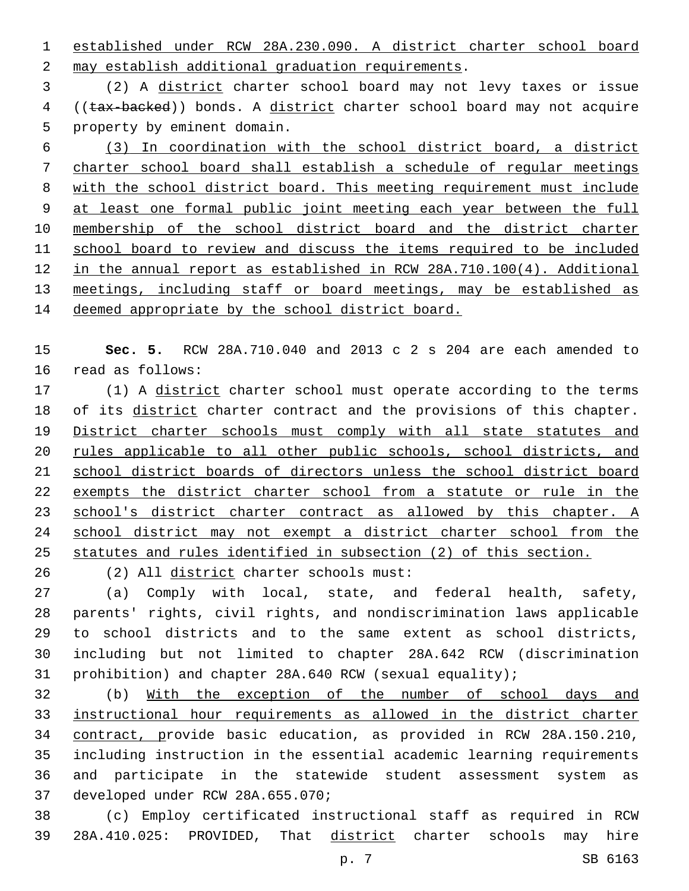established under RCW 28A.230.090. A district charter school board may establish additional graduation requirements.

(2) A district charter school board may not levy taxes or issue ((~~tax-backed~~)) bonds. A district charter school board may not acquire property by eminent domain.

(3) In coordination with the school district board, a district charter school board shall establish a schedule of regular meetings with the school district board. This meeting requirement must include at least one formal public joint meeting each year between the full membership of the school district board and the district charter school board to review and discuss the items required to be included in the annual report as established in RCW 28A.710.100(4). Additional meetings, including staff or board meetings, may be established as deemed appropriate by the school district board.

**Sec. 5.** RCW 28A.710.040 and 2013 c 2 s 204 are each amended to read as follows:

(1) A district charter school must operate according to the terms of its district charter contract and the provisions of this chapter. District charter schools must comply with all state statutes and rules applicable to all other public schools, school districts, and school district boards of directors unless the school district board exempts the district charter school from a statute or rule in the school's district charter contract as allowed by this chapter. A school district may not exempt a district charter school from the statutes and rules identified in subsection (2) of this section.

(2) All district charter schools must:

(a) Comply with local, state, and federal health, safety, parents' rights, civil rights, and nondiscrimination laws applicable to school districts and to the same extent as school districts, including but not limited to chapter 28A.642 RCW (discrimination prohibition) and chapter 28A.640 RCW (sexual equality);

(b) With the exception of the number of school days and instructional hour requirements as allowed in the district charter contract, provide basic education, as provided in RCW 28A.150.210, including instruction in the essential academic learning requirements and participate in the statewide student assessment system as developed under RCW 28A.655.070;

(c) Employ certificated instructional staff as required in RCW 28A.410.025: PROVIDED, That district charter schools may hire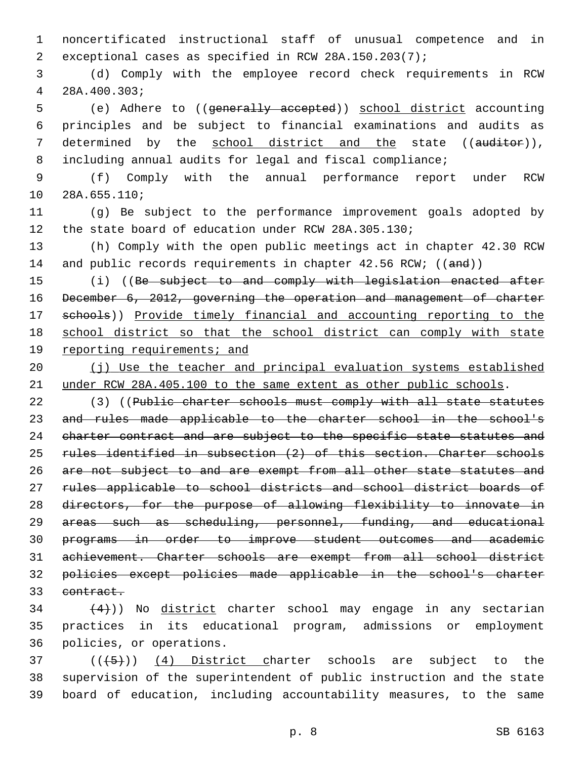noncertificated instructional staff of unusual competence and in exceptional cases as specified in RCW 28A.150.203(7);

(d) Comply with the employee record check requirements in RCW 28A.400.303;

(e) Adhere to ((~~generally accepted~~)) school district accounting principles and be subject to financial examinations and audits as determined by the school district and the state ((~~auditor~~)), including annual audits for legal and fiscal compliance;

(f) Comply with the annual performance report under RCW 28A.655.110;

(g) Be subject to the performance improvement goals adopted by the state board of education under RCW 28A.305.130;

(h) Comply with the open public meetings act in chapter 42.30 RCW and public records requirements in chapter 42.56 RCW; ((~~and~~))

(i) ((~~Be subject to and comply with legislation enacted after December 6, 2012, governing the operation and management of charter schools~~)) Provide timely financial and accounting reporting to the school district so that the school district can comply with state reporting requirements; and

(j) Use the teacher and principal evaluation systems established under RCW 28A.405.100 to the same extent as other public schools.

(3) ((~~Public charter schools must comply with all state statutes and rules made applicable to the charter school in the school's charter contract and are subject to the specific state statutes and rules identified in subsection (2) of this section. Charter schools are not subject to and are exempt from all other state statutes and rules applicable to school districts and school district boards of directors, for the purpose of allowing flexibility to innovate in areas such as scheduling, personnel, funding, and educational programs in order to improve student outcomes and academic achievement. Charter schools are exempt from all school district policies except policies made applicable in the school's charter contract.~~

~~(4)~~)) No district charter school may engage in any sectarian practices in its educational program, admissions or employment policies, or operations.

((~~(5)~~)) (4) District charter schools are subject to the supervision of the superintendent of public instruction and the state board of education, including accountability measures, to the same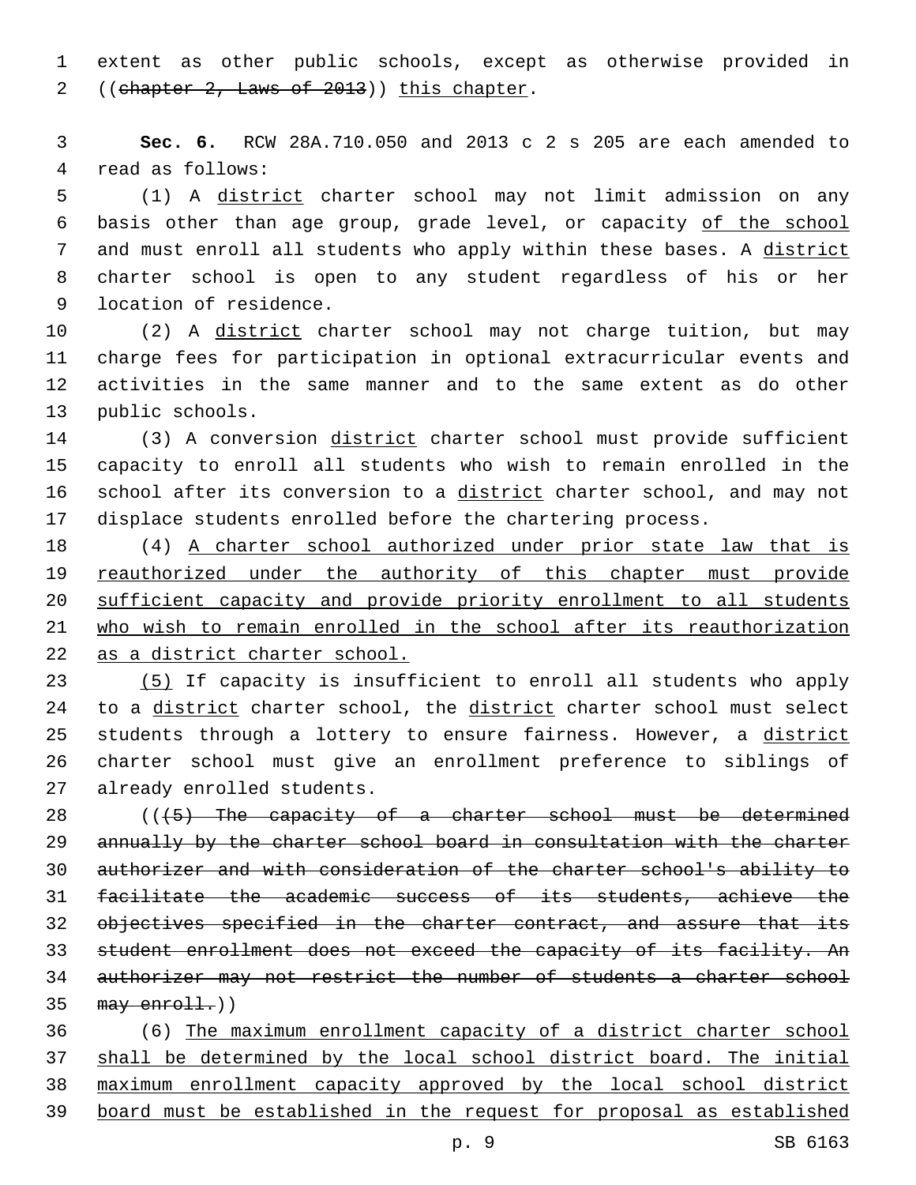extent as other public schools, except as otherwise provided in ((~~chapter 2, Laws of 2013~~)) <u>this chapter</u>.

**Sec. 6.** RCW 28A.710.050 and 2013 c 2 s 205 are each amended to read as follows:

(1) A <u>district</u> charter school may not limit admission on any basis other than age group, grade level, or capacity <u>of the school</u> and must enroll all students who apply within these bases. A <u>district</u> charter school is open to any student regardless of his or her location of residence.

(2) A <u>district</u> charter school may not charge tuition, but may charge fees for participation in optional extracurricular events and activities in the same manner and to the same extent as do other public schools.

(3) A conversion <u>district</u> charter school must provide sufficient capacity to enroll all students who wish to remain enrolled in the school after its conversion to a <u>district</u> charter school, and may not displace students enrolled before the chartering process.

(4) <u>A charter school authorized under prior state law that is reauthorized under the authority of this chapter must provide sufficient capacity and provide priority enrollment to all students who wish to remain enrolled in the school after its reauthorization as a district charter school.</u>

<u>(5)</u> If capacity is insufficient to enroll all students who apply to a <u>district</u> charter school, the <u>district</u> charter school must select students through a lottery to ensure fairness. However, a <u>district</u> charter school must give an enrollment preference to siblings of already enrolled students.

((~~(5) The capacity of a charter school must be determined annually by the charter school board in consultation with the charter authorizer and with consideration of the charter school's ability to facilitate the academic success of its students, achieve the objectives specified in the charter contract, and assure that its student enrollment does not exceed the capacity of its facility. An authorizer may not restrict the number of students a charter school may enroll.~~))

(6) <u>The maximum enrollment capacity of a district charter school shall be determined by the local school district board. The initial maximum enrollment capacity approved by the local school district board must be established in the request for proposal as established</u>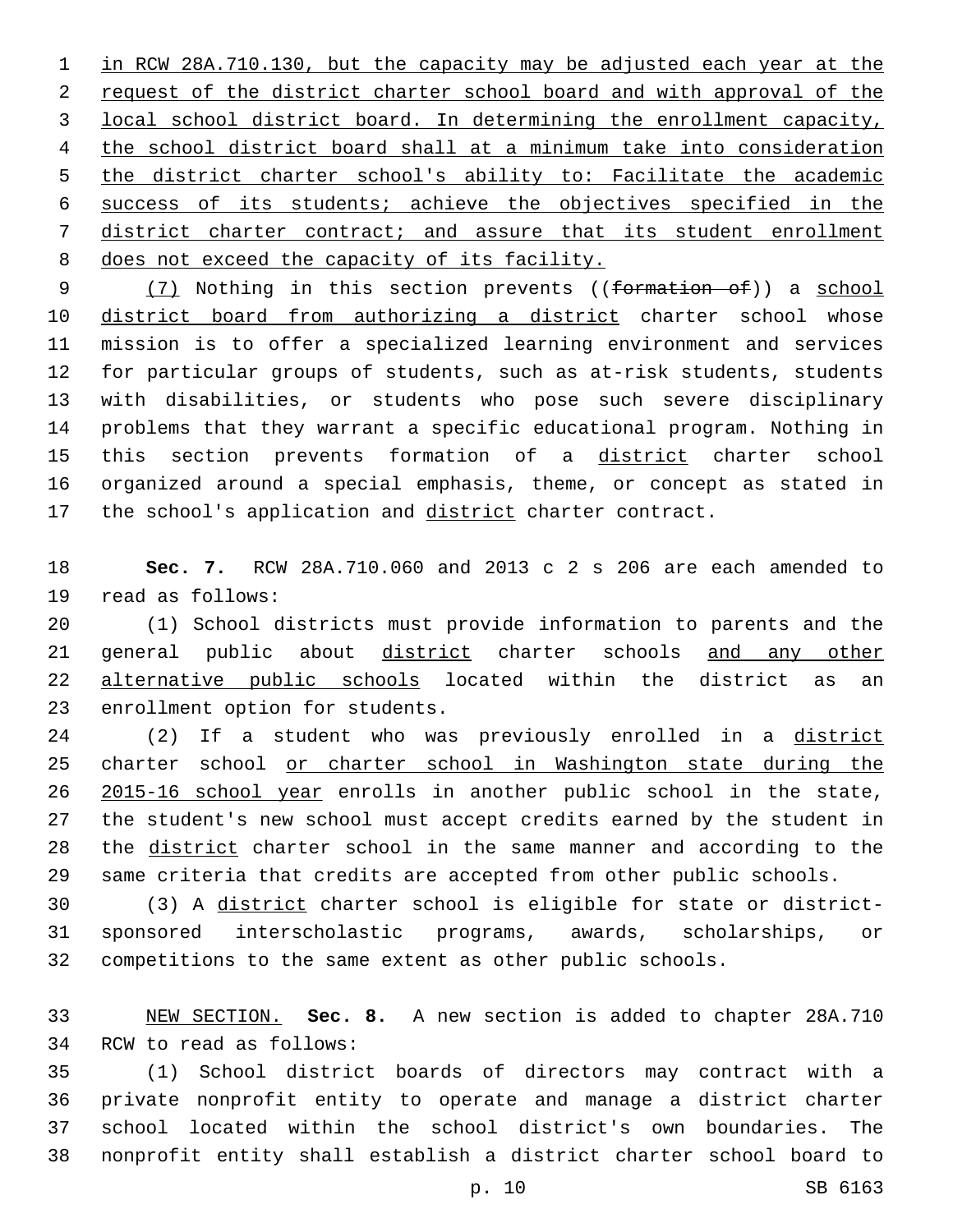in RCW 28A.710.130, but the capacity may be adjusted each year at the request of the district charter school board and with approval of the local school district board. In determining the enrollment capacity, the school district board shall at a minimum take into consideration the district charter school's ability to: Facilitate the academic success of its students; achieve the objectives specified in the district charter contract; and assure that its student enrollment does not exceed the capacity of its facility.

(7) Nothing in this section prevents ((~~formation of~~)) a school district board from authorizing a district charter school whose mission is to offer a specialized learning environment and services for particular groups of students, such as at-risk students, students with disabilities, or students who pose such severe disciplinary problems that they warrant a specific educational program. Nothing in this section prevents formation of a district charter school organized around a special emphasis, theme, or concept as stated in the school's application and district charter contract.

**Sec. 7.** RCW 28A.710.060 and 2013 c 2 s 206 are each amended to read as follows:

(1) School districts must provide information to parents and the general public about district charter schools and any other alternative public schools located within the district as an enrollment option for students.

(2) If a student who was previously enrolled in a district charter school or charter school in Washington state during the 2015-16 school year enrolls in another public school in the state, the student's new school must accept credits earned by the student in the district charter school in the same manner and according to the same criteria that credits are accepted from other public schools.

(3) A district charter school is eligible for state or district-sponsored interscholastic programs, awards, scholarships, or competitions to the same extent as other public schools.

NEW SECTION. **Sec. 8.** A new section is added to chapter 28A.710 RCW to read as follows:

(1) School district boards of directors may contract with a private nonprofit entity to operate and manage a district charter school located within the school district's own boundaries. The nonprofit entity shall establish a district charter school board to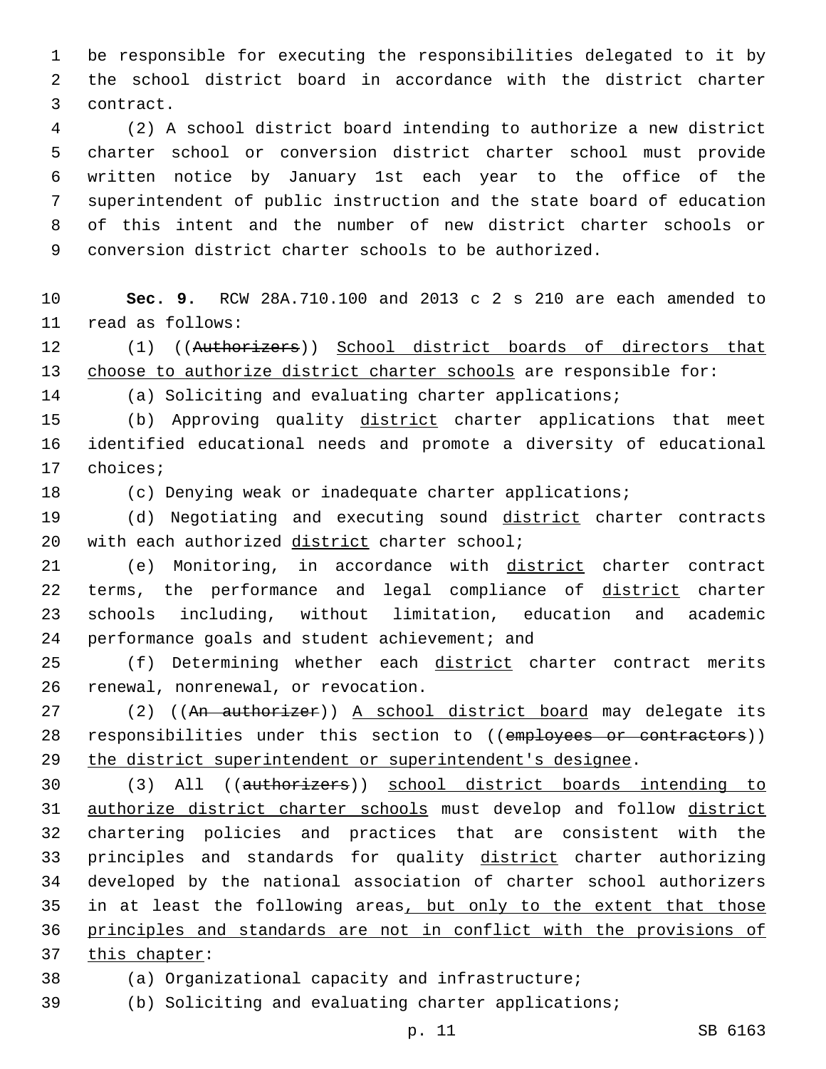be responsible for executing the responsibilities delegated to it by the school district board in accordance with the district charter contract.

(2) A school district board intending to authorize a new district charter school or conversion district charter school must provide written notice by January 1st each year to the office of the superintendent of public instruction and the state board of education of this intent and the number of new district charter schools or conversion district charter schools to be authorized.

**Sec. 9.** RCW 28A.710.100 and 2013 c 2 s 210 are each amended to read as follows:

(1) ((~~Authorizers~~)) <u>School district boards of directors that choose to authorize district charter schools</u> are responsible for:

(a) Soliciting and evaluating charter applications;

(b) Approving quality <u>district</u> charter applications that meet identified educational needs and promote a diversity of educational choices;

(c) Denying weak or inadequate charter applications;

(d) Negotiating and executing sound <u>district</u> charter contracts with each authorized <u>district</u> charter school;

(e) Monitoring, in accordance with <u>district</u> charter contract terms, the performance and legal compliance of <u>district</u> charter schools including, without limitation, education and academic performance goals and student achievement; and

(f) Determining whether each <u>district</u> charter contract merits renewal, nonrenewal, or revocation.

(2) ((~~An authorizer~~)) <u>A school district board</u> may delegate its responsibilities under this section to ((~~employees or contractors~~)) <u>the district superintendent or superintendent's designee</u>.

(3) All ((~~authorizers~~)) <u>school district boards intending to authorize district charter schools</u> must develop and follow <u>district</u> chartering policies and practices that are consistent with the principles and standards for quality <u>district</u> charter authorizing developed by the national association of charter school authorizers in at least the following areas<u>, but only to the extent that those principles and standards are not in conflict with the provisions of this chapter</u>:

(a) Organizational capacity and infrastructure;

(b) Soliciting and evaluating charter applications;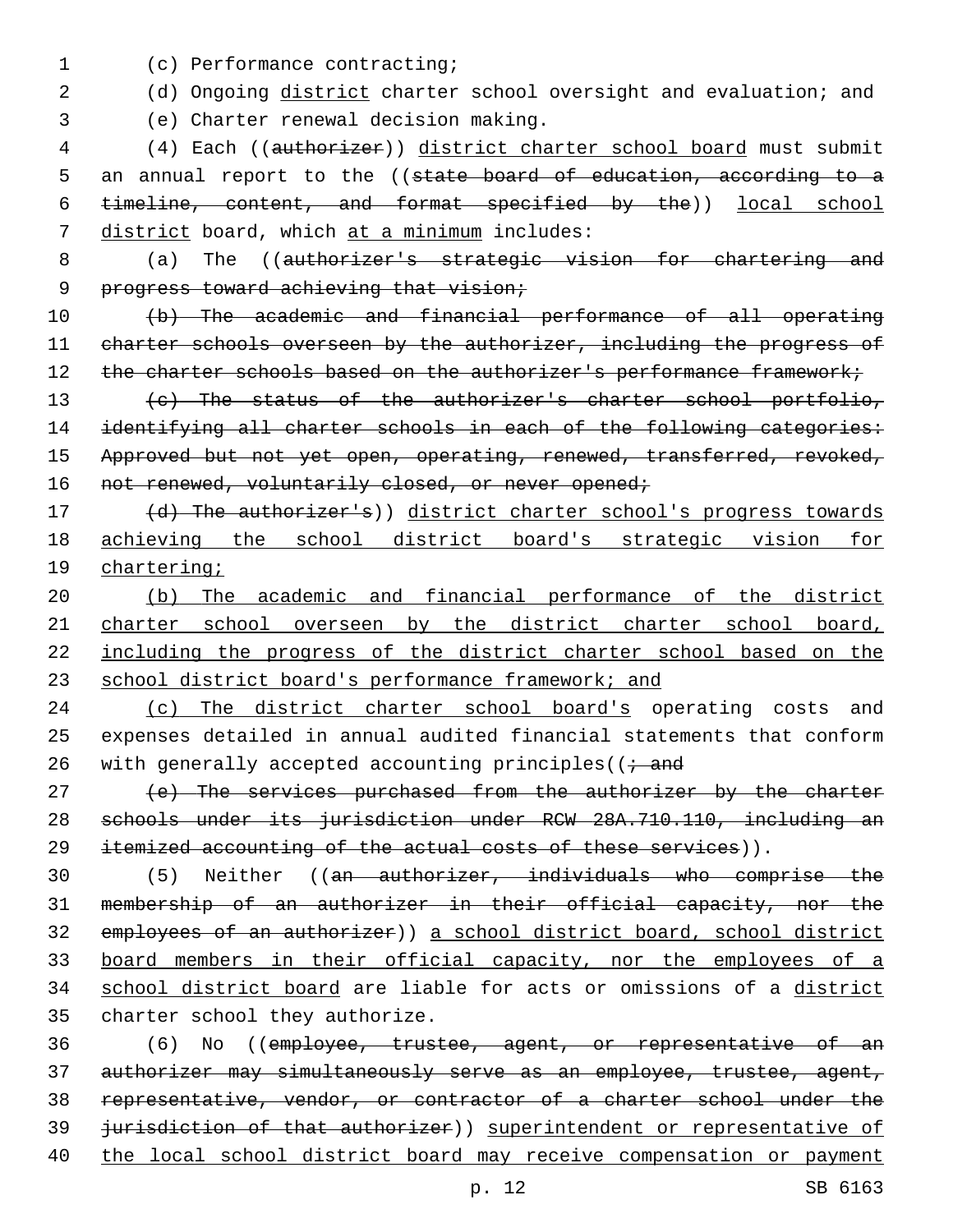(c) Performance contracting;

(d) Ongoing district charter school oversight and evaluation; and

(e) Charter renewal decision making.

(4) Each ((authorizer)) district charter school board must submit an annual report to the ((state board of education, according to a timeline, content, and format specified by the)) local school district board, which at a minimum includes:

(a) The ((authorizer's strategic vision for chartering and progress toward achieving that vision;

(b) The academic and financial performance of all operating charter schools overseen by the authorizer, including the progress of the charter schools based on the authorizer's performance framework;

(c) The status of the authorizer's charter school portfolio, identifying all charter schools in each of the following categories: Approved but not yet open, operating, renewed, transferred, revoked, not renewed, voluntarily closed, or never opened;

(d) The authorizer's)) district charter school's progress towards achieving the school district board's strategic vision for chartering;

(b) The academic and financial performance of the district charter school overseen by the district charter school board, including the progress of the district charter school based on the school district board's performance framework; and

(c) The district charter school board's operating costs and expenses detailed in annual audited financial statements that conform with generally accepted accounting principles((; and

(e) The services purchased from the authorizer by the charter schools under its jurisdiction under RCW 28A.710.110, including an itemized accounting of the actual costs of these services)).

(5) Neither ((an authorizer, individuals who comprise the membership of an authorizer in their official capacity, nor the employees of an authorizer)) a school district board, school district board members in their official capacity, nor the employees of a school district board are liable for acts or omissions of a district charter school they authorize.

(6) No ((employee, trustee, agent, or representative of an authorizer may simultaneously serve as an employee, trustee, agent, representative, vendor, or contractor of a charter school under the jurisdiction of that authorizer)) superintendent or representative of the local school district board may receive compensation or payment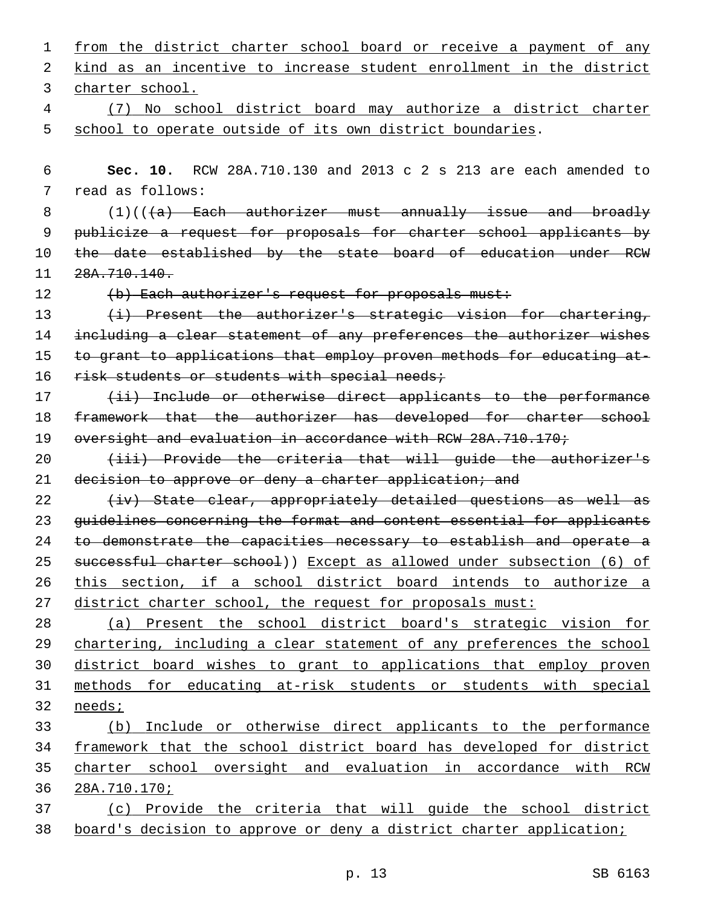from the district charter school board or receive a payment of any kind as an incentive to increase student enrollment in the district charter school.

(7) No school district board may authorize a district charter school to operate outside of its own district boundaries.

**Sec. 10.** RCW 28A.710.130 and 2013 c 2 s 213 are each amended to read as follows:

(1)(((a) Each authorizer must annually issue and broadly publicize a request for proposals for charter school applicants by the date established by the state board of education under RCW 28A.710.140.

(b) Each authorizer's request for proposals must:

(i) Present the authorizer's strategic vision for chartering, including a clear statement of any preferences the authorizer wishes to grant to applications that employ proven methods for educating at-risk students or students with special needs;

(ii) Include or otherwise direct applicants to the performance framework that the authorizer has developed for charter school oversight and evaluation in accordance with RCW 28A.710.170;

(iii) Provide the criteria that will guide the authorizer's decision to approve or deny a charter application; and

(iv) State clear, appropriately detailed questions as well as guidelines concerning the format and content essential for applicants to demonstrate the capacities necessary to establish and operate a successful charter school)) Except as allowed under subsection (6) of this section, if a school district board intends to authorize a district charter school, the request for proposals must:

(a) Present the school district board's strategic vision for chartering, including a clear statement of any preferences the school district board wishes to grant to applications that employ proven methods for educating at-risk students or students with special needs;

(b) Include or otherwise direct applicants to the performance framework that the school district board has developed for district charter school oversight and evaluation in accordance with RCW 28A.710.170;

(c) Provide the criteria that will guide the school district board's decision to approve or deny a district charter application;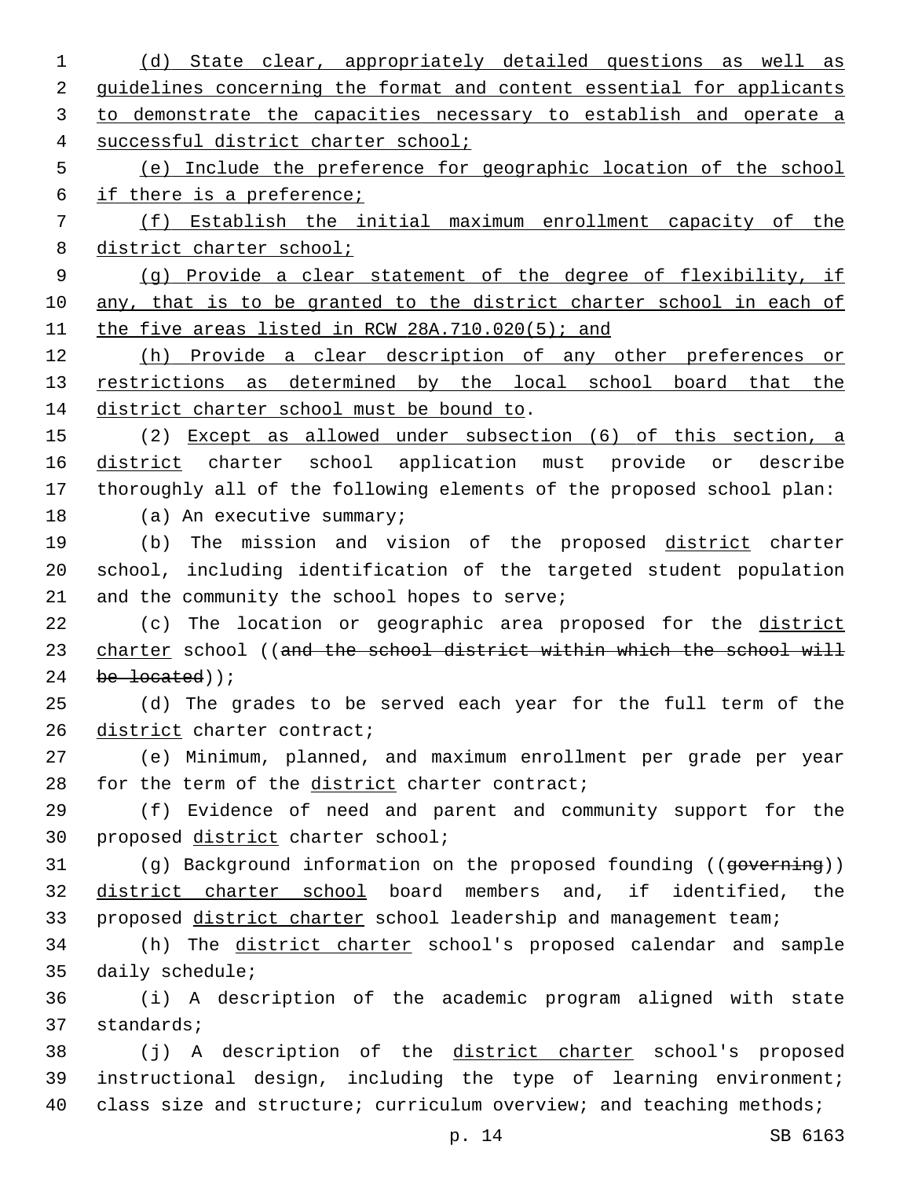(d) State clear, appropriately detailed questions as well as guidelines concerning the format and content essential for applicants to demonstrate the capacities necessary to establish and operate a successful district charter school;

(e) Include the preference for geographic location of the school if there is a preference;

(f) Establish the initial maximum enrollment capacity of the district charter school;

(g) Provide a clear statement of the degree of flexibility, if any, that is to be granted to the district charter school in each of the five areas listed in RCW 28A.710.020(5); and

(h) Provide a clear description of any other preferences or restrictions as determined by the local school board that the district charter school must be bound to.

(2) Except as allowed under subsection (6) of this section, a district charter school application must provide or describe thoroughly all of the following elements of the proposed school plan:

(a) An executive summary;

(b) The mission and vision of the proposed district charter school, including identification of the targeted student population and the community the school hopes to serve;

(c) The location or geographic area proposed for the district charter school ((~~and the school district within which the school will be located~~));

(d) The grades to be served each year for the full term of the district charter contract;

(e) Minimum, planned, and maximum enrollment per grade per year for the term of the district charter contract;

(f) Evidence of need and parent and community support for the proposed district charter school;

(g) Background information on the proposed founding ((~~governing~~)) district charter school board members and, if identified, the proposed district charter school leadership and management team;

(h) The district charter school's proposed calendar and sample daily schedule;

(i) A description of the academic program aligned with state standards;

(j) A description of the district charter school's proposed instructional design, including the type of learning environment; class size and structure; curriculum overview; and teaching methods;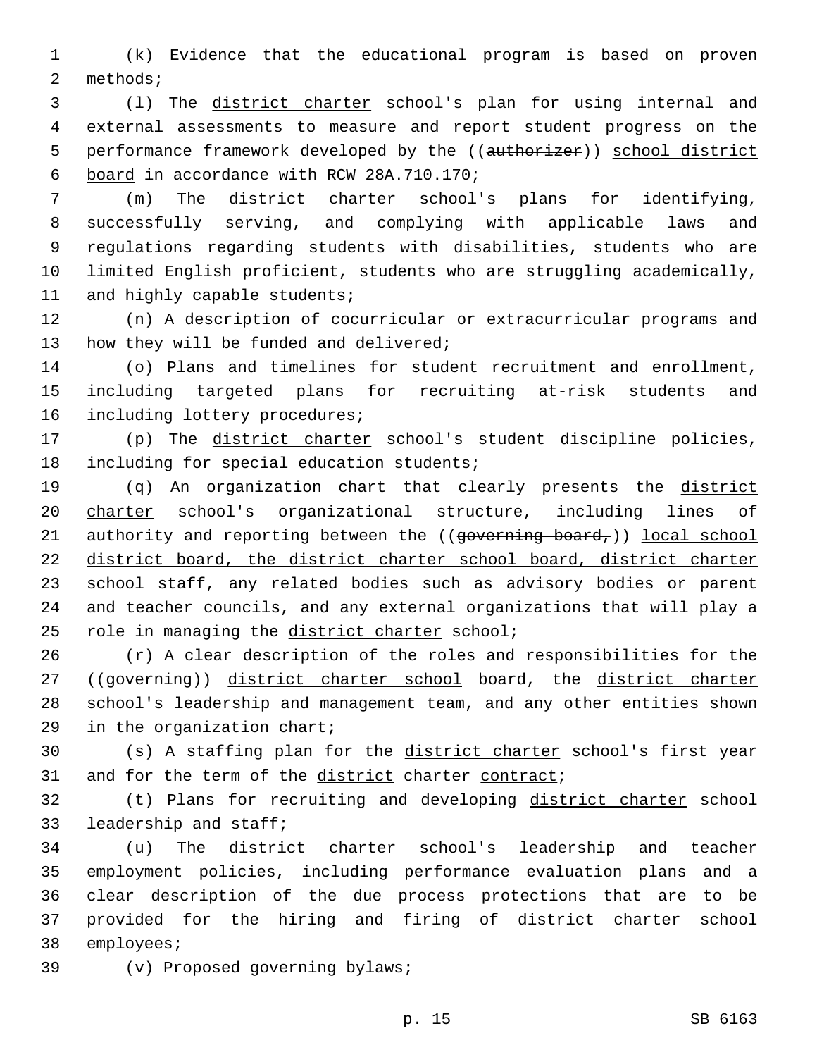(k) Evidence that the educational program is based on proven methods;

(l) The district charter school's plan for using internal and external assessments to measure and report student progress on the performance framework developed by the ((~~authorizer~~)) school district board in accordance with RCW 28A.710.170;

(m) The district charter school's plans for identifying, successfully serving, and complying with applicable laws and regulations regarding students with disabilities, students who are limited English proficient, students who are struggling academically, and highly capable students;

(n) A description of cocurricular or extracurricular programs and how they will be funded and delivered;

(o) Plans and timelines for student recruitment and enrollment, including targeted plans for recruiting at-risk students and including lottery procedures;

(p) The district charter school's student discipline policies, including for special education students;

(q) An organization chart that clearly presents the district charter school's organizational structure, including lines of authority and reporting between the ((~~governing board,~~)) local school district board, the district charter school board, district charter school staff, any related bodies such as advisory bodies or parent and teacher councils, and any external organizations that will play a role in managing the district charter school;

(r) A clear description of the roles and responsibilities for the ((~~governing~~)) district charter school board, the district charter school's leadership and management team, and any other entities shown in the organization chart;

(s) A staffing plan for the district charter school's first year and for the term of the district charter contract;

(t) Plans for recruiting and developing district charter school leadership and staff;

(u) The district charter school's leadership and teacher employment policies, including performance evaluation plans and a clear description of the due process protections that are to be provided for the hiring and firing of district charter school employees;

(v) Proposed governing bylaws;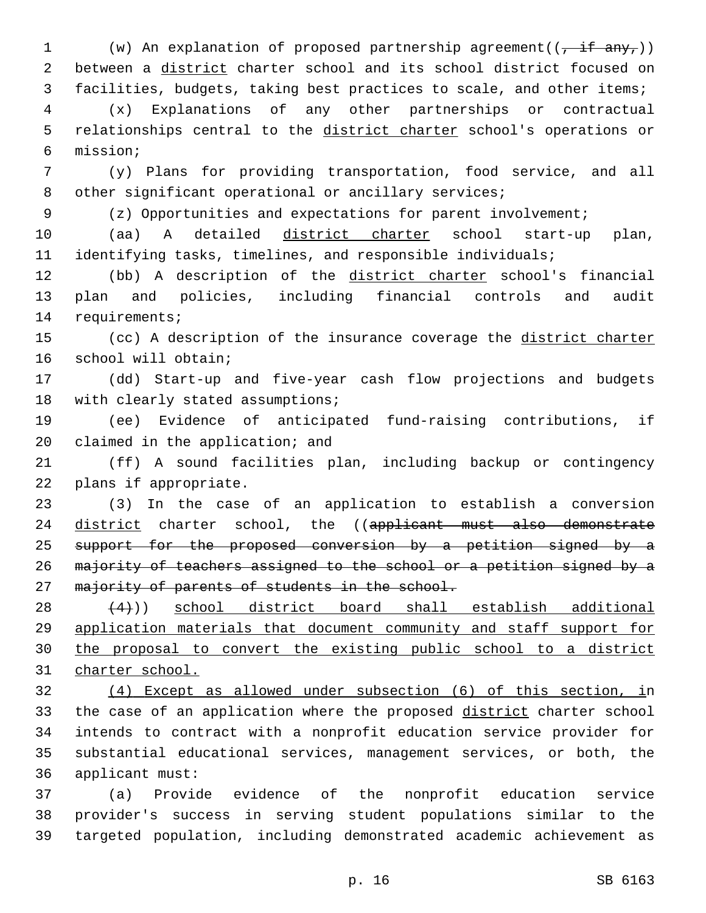(w) An explanation of proposed partnership agreement((~~, if any,~~)) between a <u>district</u> charter school and its school district focused on facilities, budgets, taking best practices to scale, and other items;

(x) Explanations of any other partnerships or contractual relationships central to the <u>district charter</u> school's operations or mission;

(y) Plans for providing transportation, food service, and all other significant operational or ancillary services;

(z) Opportunities and expectations for parent involvement;

(aa) A detailed <u>district charter</u> school start-up plan, identifying tasks, timelines, and responsible individuals;

(bb) A description of the <u>district charter</u> school's financial plan and policies, including financial controls and audit requirements;

(cc) A description of the insurance coverage the <u>district charter</u> school will obtain;

(dd) Start-up and five-year cash flow projections and budgets with clearly stated assumptions;

(ee) Evidence of anticipated fund-raising contributions, if claimed in the application; and

(ff) A sound facilities plan, including backup or contingency plans if appropriate.

(3) In the case of an application to establish a conversion <u>district</u> charter school, the ((~~applicant must also demonstrate support for the proposed conversion by a petition signed by a majority of teachers assigned to the school or a petition signed by a majority of parents of students in the school.~~

~~(4)~~)) <u>school district board shall establish additional application materials that document community and staff support for the proposal to convert the existing public school to a district charter school.</u>

<u>(4) Except as allowed under subsection (6) of this section, i</u>n the case of an application where the proposed <u>district</u> charter school intends to contract with a nonprofit education service provider for substantial educational services, management services, or both, the applicant must:

(a) Provide evidence of the nonprofit education service provider's success in serving student populations similar to the targeted population, including demonstrated academic achievement as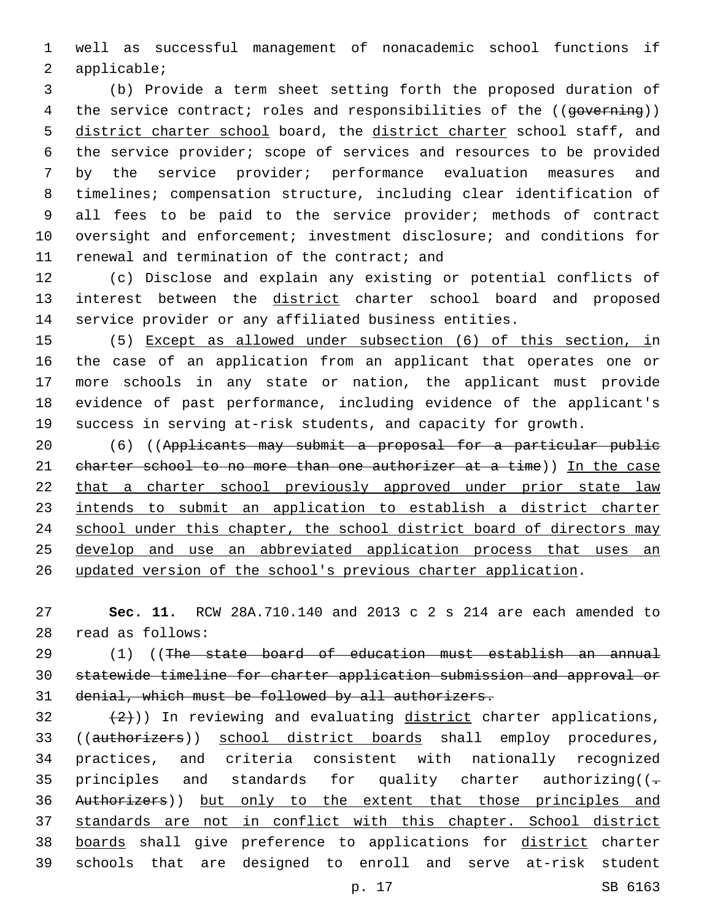well as successful management of nonacademic school functions if applicable;

(b) Provide a term sheet setting forth the proposed duration of the service contract; roles and responsibilities of the ((~~governing~~)) district charter school board, the district charter school staff, and the service provider; scope of services and resources to be provided by the service provider; performance evaluation measures and timelines; compensation structure, including clear identification of all fees to be paid to the service provider; methods of contract oversight and enforcement; investment disclosure; and conditions for renewal and termination of the contract; and

(c) Disclose and explain any existing or potential conflicts of interest between the district charter school board and proposed service provider or any affiliated business entities.

(5) Except as allowed under subsection (6) of this section, in the case of an application from an applicant that operates one or more schools in any state or nation, the applicant must provide evidence of past performance, including evidence of the applicant's success in serving at-risk students, and capacity for growth.

(6) ((~~Applicants may submit a proposal for a particular public charter school to no more than one authorizer at a time~~)) In the case that a charter school previously approved under prior state law intends to submit an application to establish a district charter school under this chapter, the school district board of directors may develop and use an abbreviated application process that uses an updated version of the school's previous charter application.

**Sec. 11.** RCW 28A.710.140 and 2013 c 2 s 214 are each amended to read as follows:

(1) ((~~The state board of education must establish an annual statewide timeline for charter application submission and approval or denial, which must be followed by all authorizers.~~

~~(2)~~)) In reviewing and evaluating district charter applications, ((~~authorizers~~)) school district boards shall employ procedures, practices, and criteria consistent with nationally recognized principles and standards for quality charter authorizing((~~. Authorizers~~)) but only to the extent that those principles and standards are not in conflict with this chapter. School district boards shall give preference to applications for district charter schools that are designed to enroll and serve at-risk student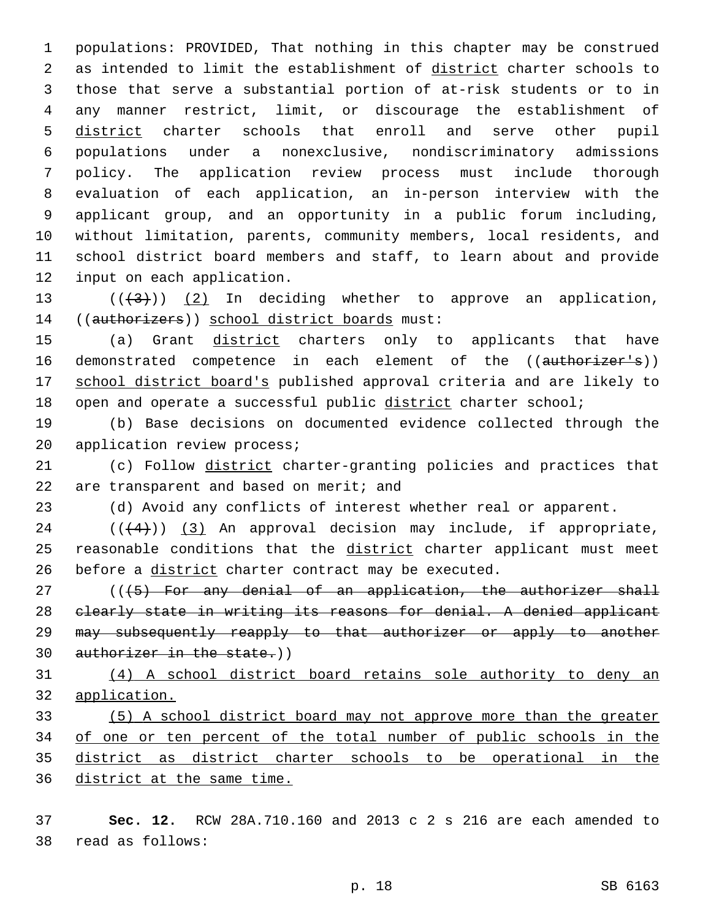populations: PROVIDED, That nothing in this chapter may be construed as intended to limit the establishment of district charter schools to those that serve a substantial portion of at-risk students or to in any manner restrict, limit, or discourage the establishment of district charter schools that enroll and serve other pupil populations under a nonexclusive, nondiscriminatory admissions policy. The application review process must include thorough evaluation of each application, an in-person interview with the applicant group, and an opportunity in a public forum including, without limitation, parents, community members, local residents, and school district board members and staff, to learn about and provide input on each application.

(((3))) (2) In deciding whether to approve an application, ((authorizers)) school district boards must:

(a) Grant district charters only to applicants that have demonstrated competence in each element of the ((authorizer's)) school district board's published approval criteria and are likely to open and operate a successful public district charter school;

(b) Base decisions on documented evidence collected through the application review process;

(c) Follow district charter-granting policies and practices that are transparent and based on merit; and

(d) Avoid any conflicts of interest whether real or apparent.

(((4))) (3) An approval decision may include, if appropriate, reasonable conditions that the district charter applicant must meet before a district charter contract may be executed.

(((5) For any denial of an application, the authorizer shall clearly state in writing its reasons for denial. A denied applicant may subsequently reapply to that authorizer or apply to another authorizer in the state.))

(4) A school district board retains sole authority to deny an application.

(5) A school district board may not approve more than the greater of one or ten percent of the total number of public schools in the district as district charter schools to be operational in the district at the same time.

**Sec. 12.** RCW 28A.710.160 and 2013 c 2 s 216 are each amended to read as follows: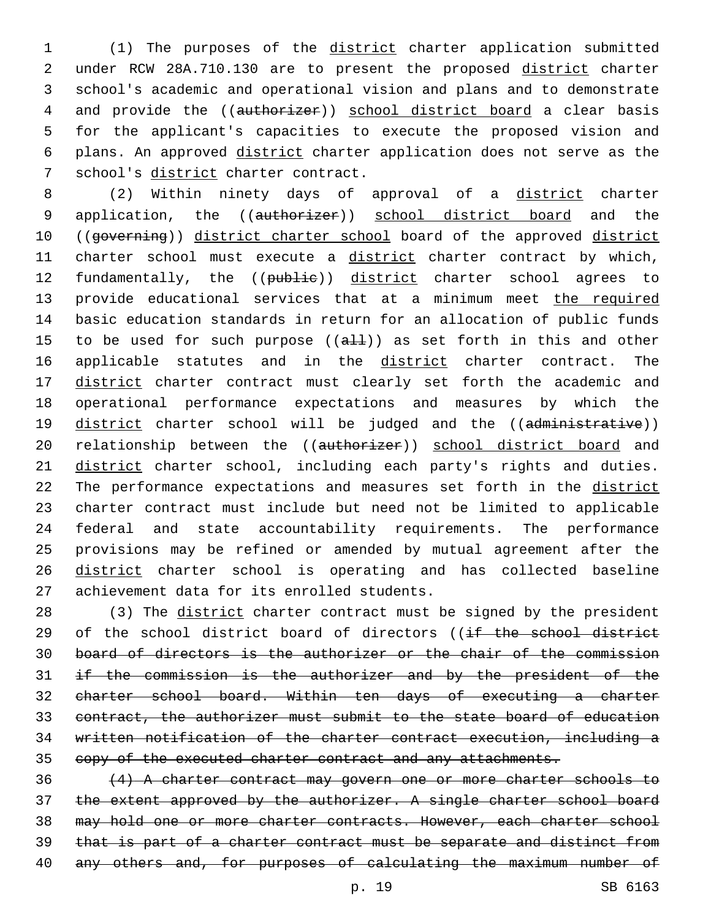(1) The purposes of the district charter application submitted under RCW 28A.710.130 are to present the proposed district charter school's academic and operational vision and plans and to demonstrate and provide the ((~~authorizer~~)) school district board a clear basis for the applicant's capacities to execute the proposed vision and plans. An approved district charter application does not serve as the school's district charter contract.

(2) Within ninety days of approval of a district charter application, the ((~~authorizer~~)) school district board and the ((~~governing~~)) district charter school board of the approved district charter school must execute a district charter contract by which, fundamentally, the ((~~public~~)) district charter school agrees to provide educational services that at a minimum meet the required basic education standards in return for an allocation of public funds to be used for such purpose ((~~all~~)) as set forth in this and other applicable statutes and in the district charter contract. The district charter contract must clearly set forth the academic and operational performance expectations and measures by which the district charter school will be judged and the ((~~administrative~~)) relationship between the ((~~authorizer~~)) school district board and district charter school, including each party's rights and duties. The performance expectations and measures set forth in the district charter contract must include but need not be limited to applicable federal and state accountability requirements. The performance provisions may be refined or amended by mutual agreement after the district charter school is operating and has collected baseline achievement data for its enrolled students.

(3) The district charter contract must be signed by the president of the school district board of directors ((~~if the school district board of directors is the authorizer or the chair of the commission if the commission is the authorizer and by the president of the charter school board. Within ten days of executing a charter contract, the authorizer must submit to the state board of education written notification of the charter contract execution, including a copy of the executed charter contract and any attachments.~~

~~(4) A charter contract may govern one or more charter schools to the extent approved by the authorizer. A single charter school board may hold one or more charter contracts. However, each charter school that is part of a charter contract must be separate and distinct from any others and, for purposes of calculating the maximum number of~~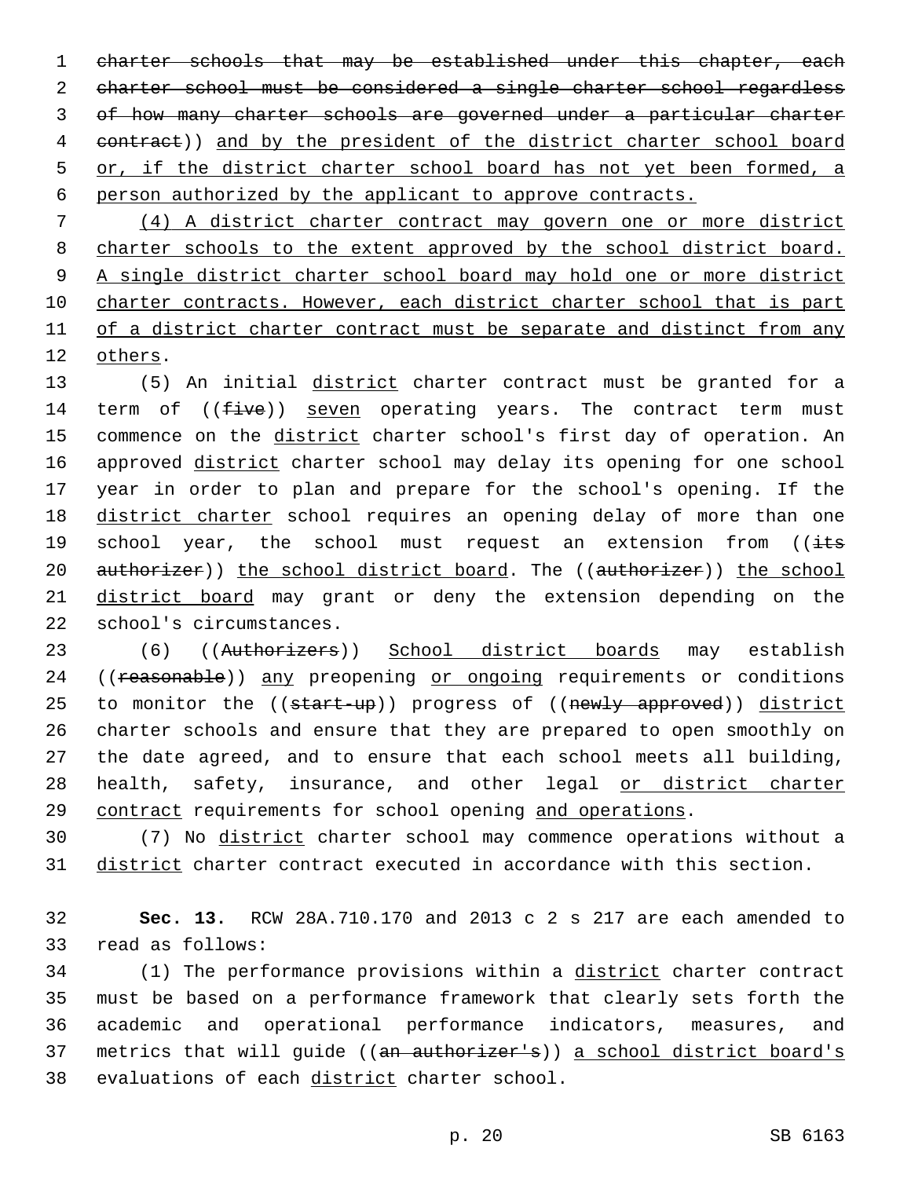~~charter schools that may be established under this chapter, each charter school must be considered a single charter school regardless of how many charter schools are governed under a particular charter contract~~)) <u>and by the president of the district charter school board or, if the district charter school board has not yet been formed, a person authorized by the applicant to approve contracts.</u>

<u>(4) A district charter contract may govern one or more district charter schools to the extent approved by the school district board. A single district charter school board may hold one or more district charter contracts. However, each district charter school that is part of a district charter contract must be separate and distinct from any others</u>.

(5) An initial <u>district</u> charter contract must be granted for a term of ((~~five~~)) <u>seven</u> operating years. The contract term must commence on the <u>district</u> charter school's first day of operation. An approved <u>district</u> charter school may delay its opening for one school year in order to plan and prepare for the school's opening. If the <u>district charter</u> school requires an opening delay of more than one school year, the school must request an extension from ((~~its authorizer~~)) <u>the school district board</u>. The ((~~authorizer~~)) <u>the school district board</u> may grant or deny the extension depending on the school's circumstances.

(6) ((~~Authorizers~~)) <u>School district boards</u> may establish ((~~reasonable~~)) <u>any</u> preopening <u>or ongoing</u> requirements or conditions to monitor the ((~~start-up~~)) progress of ((~~newly approved~~)) <u>district</u> charter schools and ensure that they are prepared to open smoothly on the date agreed, and to ensure that each school meets all building, health, safety, insurance, and other legal <u>or district charter contract</u> requirements for school opening <u>and operations</u>.

(7) No <u>district</u> charter school may commence operations without a <u>district</u> charter contract executed in accordance with this section.

**Sec. 13.** RCW 28A.710.170 and 2013 c 2 s 217 are each amended to read as follows:

(1) The performance provisions within a <u>district</u> charter contract must be based on a performance framework that clearly sets forth the academic and operational performance indicators, measures, and metrics that will guide ((~~an authorizer's~~)) <u>a school district board's</u> evaluations of each <u>district</u> charter school.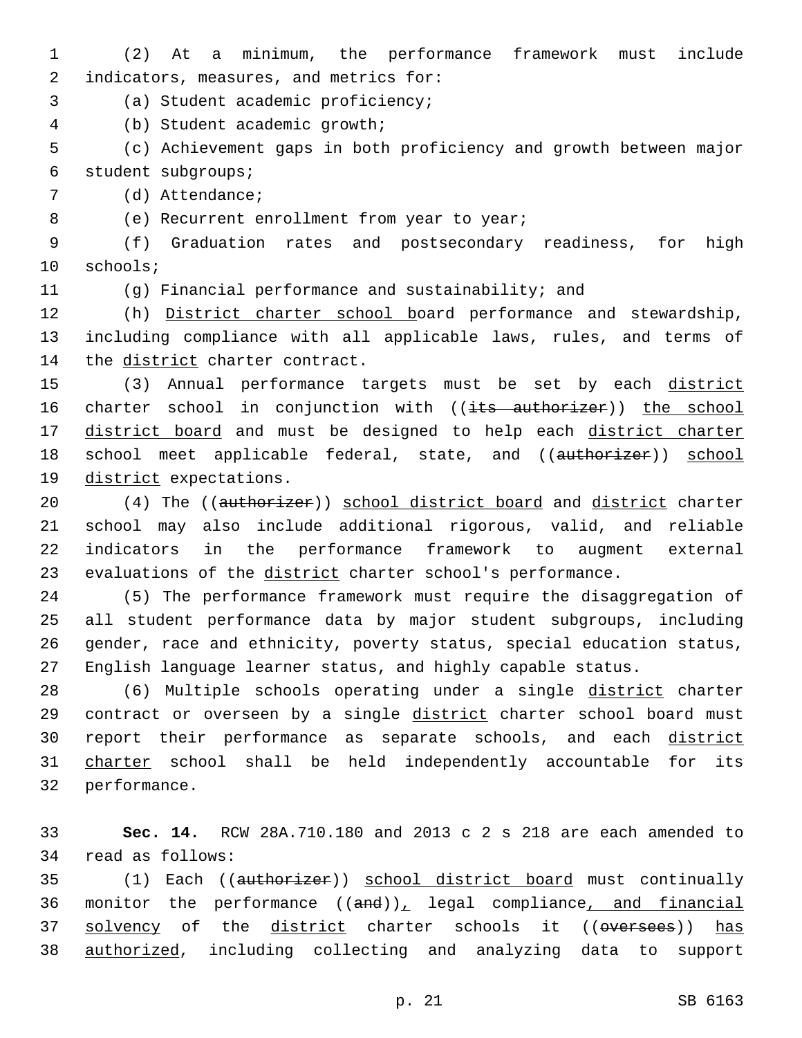(2) At a minimum, the performance framework must include indicators, measures, and metrics for:

(a) Student academic proficiency;

(b) Student academic growth;

(c) Achievement gaps in both proficiency and growth between major student subgroups;

(d) Attendance;

(e) Recurrent enrollment from year to year;

(f) Graduation rates and postsecondary readiness, for high schools;

(g) Financial performance and sustainability; and

(h) District charter school board performance and stewardship, including compliance with all applicable laws, rules, and terms of the district charter contract.

(3) Annual performance targets must be set by each district charter school in conjunction with ((its authorizer)) the school district board and must be designed to help each district charter school meet applicable federal, state, and ((authorizer)) school district expectations.

(4) The ((authorizer)) school district board and district charter school may also include additional rigorous, valid, and reliable indicators in the performance framework to augment external evaluations of the district charter school's performance.

(5) The performance framework must require the disaggregation of all student performance data by major student subgroups, including gender, race and ethnicity, poverty status, special education status, English language learner status, and highly capable status.

(6) Multiple schools operating under a single district charter contract or overseen by a single district charter school board must report their performance as separate schools, and each district charter school shall be held independently accountable for its performance.

**Sec. 14.** RCW 28A.710.180 and 2013 c 2 s 218 are each amended to read as follows:

(1) Each ((authorizer)) school district board must continually monitor the performance ((and)), legal compliance, and financial solvency of the district charter schools it ((oversees)) has authorized, including collecting and analyzing data to support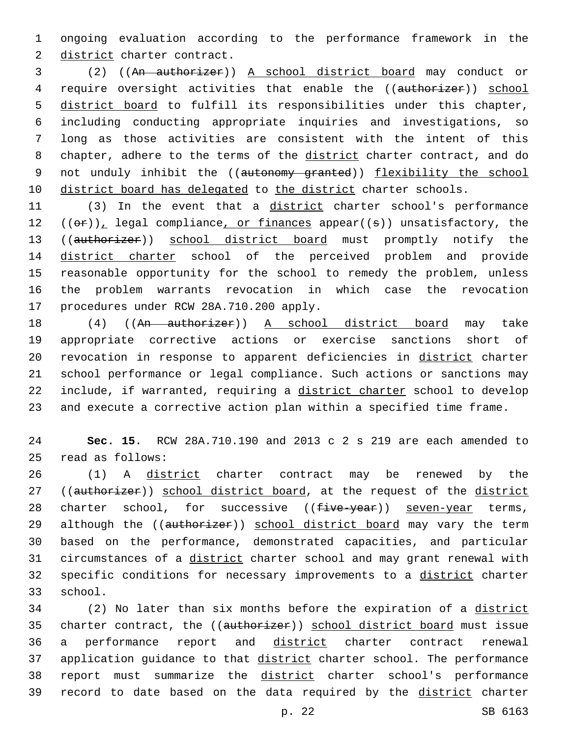ongoing evaluation according to the performance framework in the district charter contract.

(2) ((~~An authorizer~~)) A school district board may conduct or require oversight activities that enable the ((~~authorizer~~)) school district board to fulfill its responsibilities under this chapter, including conducting appropriate inquiries and investigations, so long as those activities are consistent with the intent of this chapter, adhere to the terms of the district charter contract, and do not unduly inhibit the ((~~autonomy granted~~)) flexibility the school district board has delegated to the district charter schools.

(3) In the event that a district charter school's performance ((~~or~~)), legal compliance, or finances appear((~~s~~)) unsatisfactory, the ((~~authorizer~~)) school district board must promptly notify the district charter school of the perceived problem and provide reasonable opportunity for the school to remedy the problem, unless the problem warrants revocation in which case the revocation procedures under RCW 28A.710.200 apply.

(4) ((~~An authorizer~~)) A school district board may take appropriate corrective actions or exercise sanctions short of revocation in response to apparent deficiencies in district charter school performance or legal compliance. Such actions or sanctions may include, if warranted, requiring a district charter school to develop and execute a corrective action plan within a specified time frame.

**Sec. 15.** RCW 28A.710.190 and 2013 c 2 s 219 are each amended to read as follows:

(1) A district charter contract may be renewed by the ((~~authorizer~~)) school district board, at the request of the district charter school, for successive ((~~five-year~~)) seven-year terms, although the ((~~authorizer~~)) school district board may vary the term based on the performance, demonstrated capacities, and particular circumstances of a district charter school and may grant renewal with specific conditions for necessary improvements to a district charter school.

(2) No later than six months before the expiration of a district charter contract, the ((~~authorizer~~)) school district board must issue a performance report and district charter contract renewal application guidance to that district charter school. The performance report must summarize the district charter school's performance record to date based on the data required by the district charter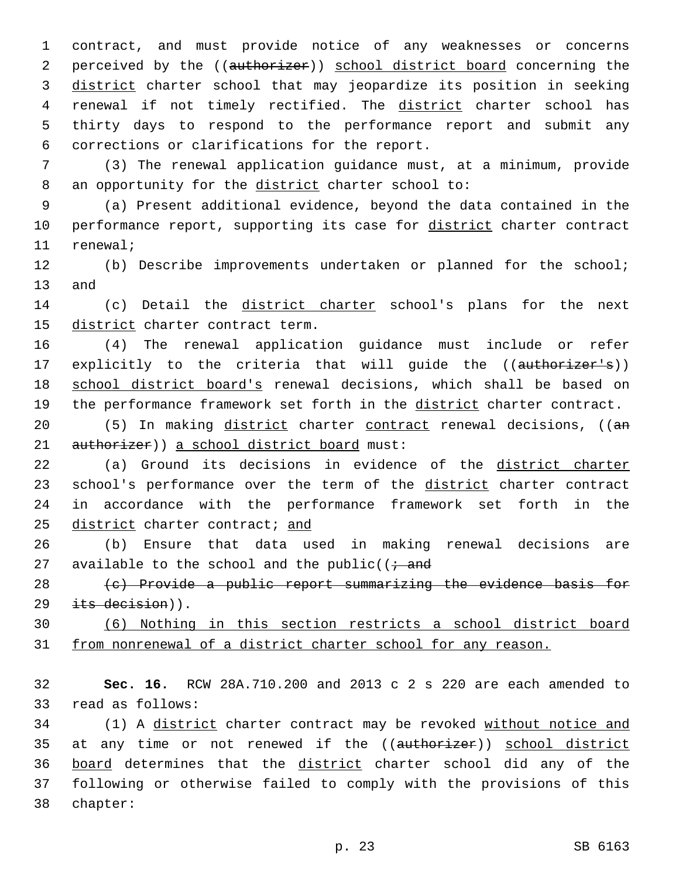contract, and must provide notice of any weaknesses or concerns perceived by the ((~~authorizer~~)) school district board concerning the district charter school that may jeopardize its position in seeking renewal if not timely rectified. The district charter school has thirty days to respond to the performance report and submit any corrections or clarifications for the report.

(3) The renewal application guidance must, at a minimum, provide an opportunity for the district charter school to:

(a) Present additional evidence, beyond the data contained in the performance report, supporting its case for district charter contract renewal;

(b) Describe improvements undertaken or planned for the school; and

(c) Detail the district charter school's plans for the next district charter contract term.

(4) The renewal application guidance must include or refer explicitly to the criteria that will guide the ((~~authorizer's~~)) school district board's renewal decisions, which shall be based on the performance framework set forth in the district charter contract.

(5) In making district charter contract renewal decisions, ((~~an authorizer~~)) a school district board must:

(a) Ground its decisions in evidence of the district charter school's performance over the term of the district charter contract in accordance with the performance framework set forth in the district charter contract; and

(b) Ensure that data used in making renewal decisions are available to the school and the public((~~; and~~

~~(c) Provide a public report summarizing the evidence basis for its decision~~)).

(6) Nothing in this section restricts a school district board from nonrenewal of a district charter school for any reason.

**Sec. 16.** RCW 28A.710.200 and 2013 c 2 s 220 are each amended to read as follows:

(1) A district charter contract may be revoked without notice and at any time or not renewed if the ((~~authorizer~~)) school district board determines that the district charter school did any of the following or otherwise failed to comply with the provisions of this chapter: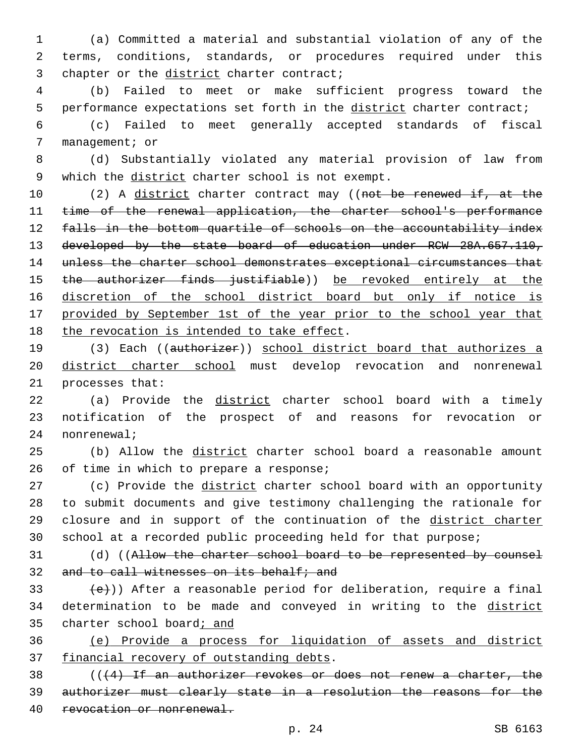(a) Committed a material and substantial violation of any of the terms, conditions, standards, or procedures required under this chapter or the district charter contract;

(b) Failed to meet or make sufficient progress toward the performance expectations set forth in the district charter contract;

(c) Failed to meet generally accepted standards of fiscal management; or

(d) Substantially violated any material provision of law from which the district charter school is not exempt.

(2) A district charter contract may ((not be renewed if, at the time of the renewal application, the charter school's performance falls in the bottom quartile of schools on the accountability index developed by the state board of education under RCW 28A.657.110, unless the charter school demonstrates exceptional circumstances that the authorizer finds justifiable)) be revoked entirely at the discretion of the school district board but only if notice is provided by September 1st of the year prior to the school year that the revocation is intended to take effect.

(3) Each ((authorizer)) school district board that authorizes a district charter school must develop revocation and nonrenewal processes that:

(a) Provide the district charter school board with a timely notification of the prospect of and reasons for revocation or nonrenewal;

(b) Allow the district charter school board a reasonable amount of time in which to prepare a response;

(c) Provide the district charter school board with an opportunity to submit documents and give testimony challenging the rationale for closure and in support of the continuation of the district charter school at a recorded public proceeding held for that purpose;

(d) ((Allow the charter school board to be represented by counsel and to call witnesses on its behalf; and

(e))) After a reasonable period for deliberation, require a final determination to be made and conveyed in writing to the district charter school board; and

(e) Provide a process for liquidation of assets and district financial recovery of outstanding debts.

(((4) If an authorizer revokes or does not renew a charter, the authorizer must clearly state in a resolution the reasons for the revocation or nonrenewal.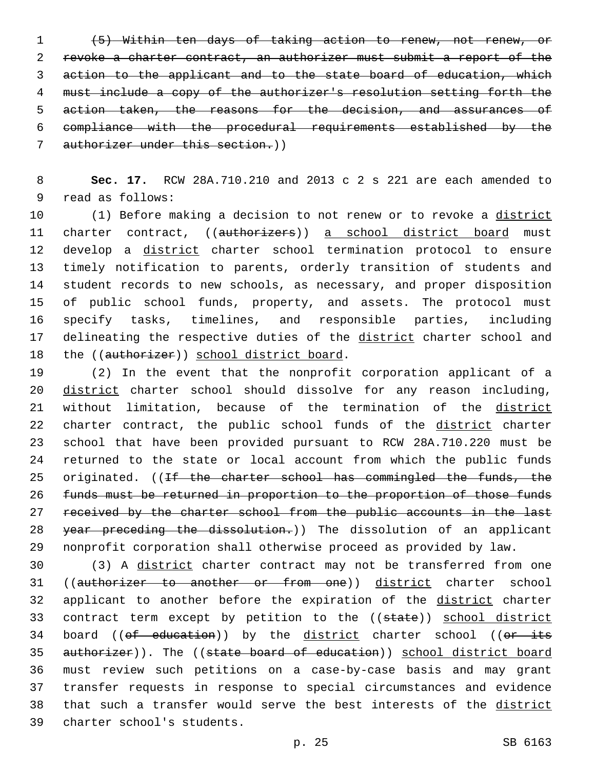(5) Within ten days of taking action to renew, not renew, or revoke a charter contract, an authorizer must submit a report of the action to the applicant and to the state board of education, which must include a copy of the authorizer's resolution setting forth the action taken, the reasons for the decision, and assurances of compliance with the procedural requirements established by the authorizer under this section.))

**Sec. 17.** RCW 28A.710.210 and 2013 c 2 s 221 are each amended to read as follows:

(1) Before making a decision to not renew or to revoke a district charter contract, ((authorizers)) a school district board must develop a district charter school termination protocol to ensure timely notification to parents, orderly transition of students and student records to new schools, as necessary, and proper disposition of public school funds, property, and assets. The protocol must specify tasks, timelines, and responsible parties, including delineating the respective duties of the district charter school and the ((authorizer)) school district board.

(2) In the event that the nonprofit corporation applicant of a district charter school should dissolve for any reason including, without limitation, because of the termination of the district charter contract, the public school funds of the district charter school that have been provided pursuant to RCW 28A.710.220 must be returned to the state or local account from which the public funds originated. ((If the charter school has commingled the funds, the funds must be returned in proportion to the proportion of those funds received by the charter school from the public accounts in the last year preceding the dissolution.)) The dissolution of an applicant nonprofit corporation shall otherwise proceed as provided by law.

(3) A district charter contract may not be transferred from one ((authorizer to another or from one)) district charter school applicant to another before the expiration of the district charter contract term except by petition to the ((state)) school district board ((of education)) by the district charter school ((or its authorizer)). The ((state board of education)) school district board must review such petitions on a case-by-case basis and may grant transfer requests in response to special circumstances and evidence that such a transfer would serve the best interests of the district charter school's students.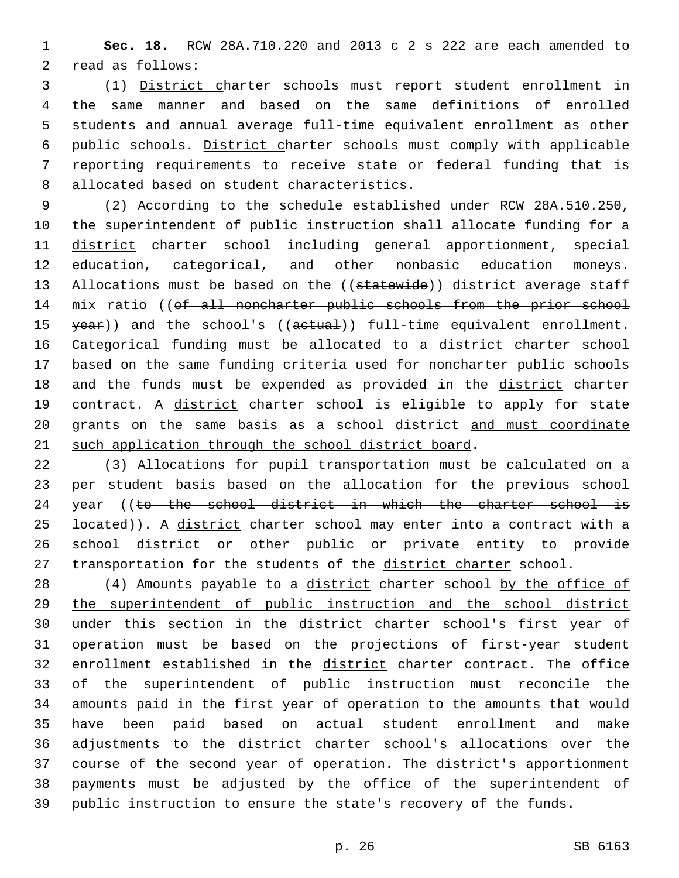**Sec. 18.** RCW 28A.710.220 and 2013 c 2 s 222 are each amended to read as follows:

(1) District charter schools must report student enrollment in the same manner and based on the same definitions of enrolled students and annual average full-time equivalent enrollment as other public schools. District charter schools must comply with applicable reporting requirements to receive state or federal funding that is allocated based on student characteristics.

(2) According to the schedule established under RCW 28A.510.250, the superintendent of public instruction shall allocate funding for a district charter school including general apportionment, special education, categorical, and other nonbasic education moneys. Allocations must be based on the ((~~statewide~~)) district average staff mix ratio ((~~of all noncharter public schools from the prior school year~~)) and the school's ((~~actual~~)) full-time equivalent enrollment. Categorical funding must be allocated to a district charter school based on the same funding criteria used for noncharter public schools and the funds must be expended as provided in the district charter contract. A district charter school is eligible to apply for state grants on the same basis as a school district and must coordinate such application through the school district board.

(3) Allocations for pupil transportation must be calculated on a per student basis based on the allocation for the previous school year ((~~to the school district in which the charter school is located~~)). A district charter school may enter into a contract with a school district or other public or private entity to provide transportation for the students of the district charter school.

(4) Amounts payable to a district charter school by the office of the superintendent of public instruction and the school district under this section in the district charter school's first year of operation must be based on the projections of first-year student enrollment established in the district charter contract. The office of the superintendent of public instruction must reconcile the amounts paid in the first year of operation to the amounts that would have been paid based on actual student enrollment and make adjustments to the district charter school's allocations over the course of the second year of operation. The district's apportionment payments must be adjusted by the office of the superintendent of public instruction to ensure the state's recovery of the funds.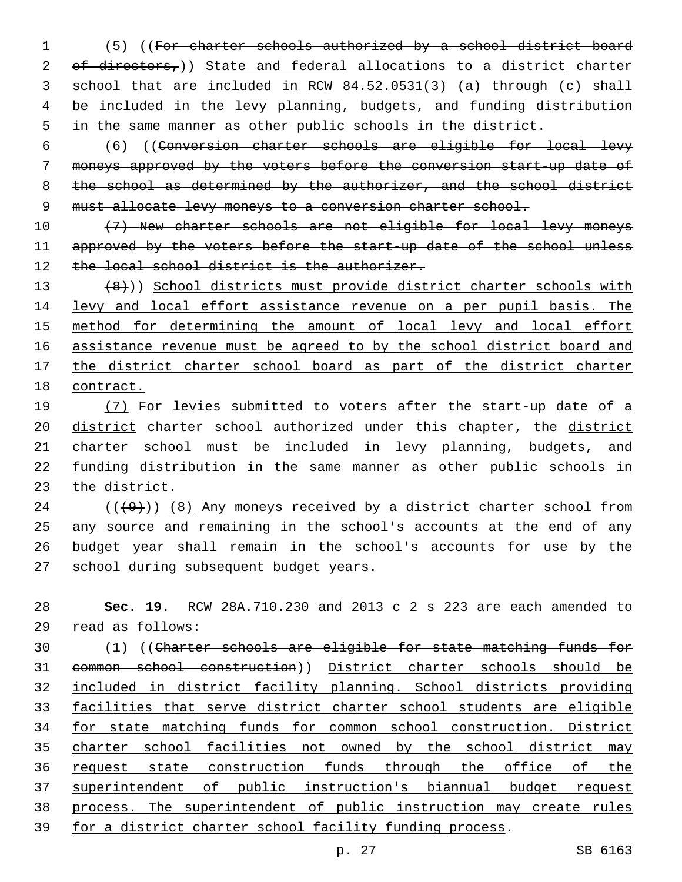(5) ((~~For charter schools authorized by a school district board of directors,~~)) <u>State and federal</u> allocations to a <u>district</u> charter school that are included in RCW 84.52.0531(3) (a) through (c) shall be included in the levy planning, budgets, and funding distribution in the same manner as other public schools in the district.

(6) ((~~Conversion charter schools are eligible for local levy moneys approved by the voters before the conversion start-up date of the school as determined by the authorizer, and the school district must allocate levy moneys to a conversion charter school.~~

~~(7) New charter schools are not eligible for local levy moneys approved by the voters before the start-up date of the school unless the local school district is the authorizer.~~

~~(8)~~)) <u>School districts must provide district charter schools with levy and local effort assistance revenue on a per pupil basis. The method for determining the amount of local levy and local effort assistance revenue must be agreed to by the school district board and the district charter school board as part of the district charter contract.</u>

<u>(7)</u> For levies submitted to voters after the start-up date of a <u>district</u> charter school authorized under this chapter, the <u>district</u> charter school must be included in levy planning, budgets, and funding distribution in the same manner as other public schools in the district.

((~~(9)~~)) <u>(8)</u> Any moneys received by a <u>district</u> charter school from any source and remaining in the school's accounts at the end of any budget year shall remain in the school's accounts for use by the school during subsequent budget years.

**Sec. 19.** RCW 28A.710.230 and 2013 c 2 s 223 are each amended to read as follows:

(1) ((~~Charter schools are eligible for state matching funds for common school construction~~)) <u>District charter schools should be included in district facility planning. School districts providing facilities that serve district charter school students are eligible for state matching funds for common school construction. District charter school facilities not owned by the school district may request state construction funds through the office of the superintendent of public instruction's biannual budget request process. The superintendent of public instruction may create rules for a district charter school facility funding process</u>.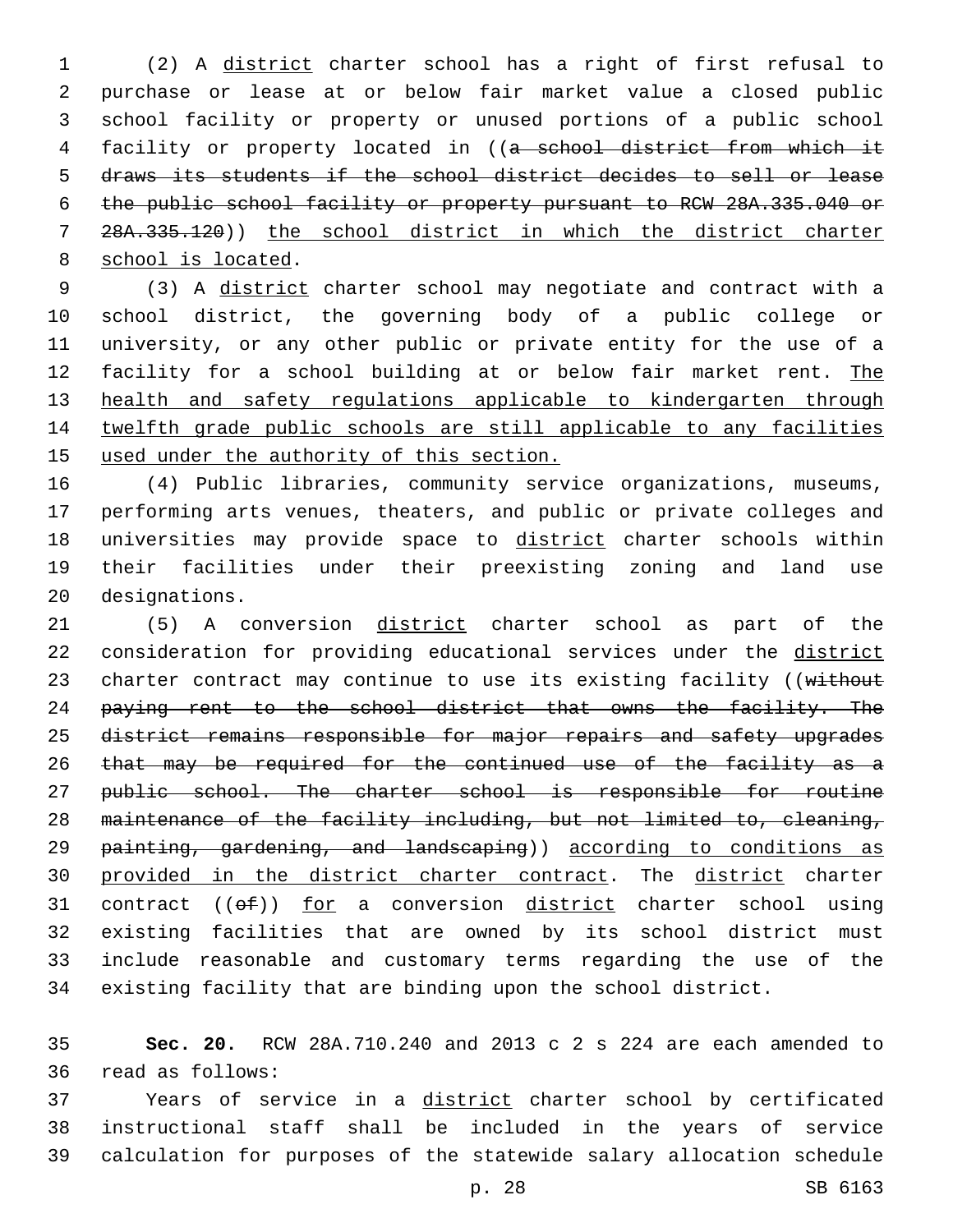(2) A <u>district</u> charter school has a right of first refusal to purchase or lease at or below fair market value a closed public school facility or property or unused portions of a public school facility or property located in ((~~a school district from which it draws its students if the school district decides to sell or lease the public school facility or property pursuant to RCW 28A.335.040 or 28A.335.120~~)) <u>the school district in which the district charter school is located</u>.

(3) A <u>district</u> charter school may negotiate and contract with a school district, the governing body of a public college or university, or any other public or private entity for the use of a facility for a school building at or below fair market rent. <u>The health and safety regulations applicable to kindergarten through twelfth grade public schools are still applicable to any facilities used under the authority of this section.</u>

(4) Public libraries, community service organizations, museums, performing arts venues, theaters, and public or private colleges and universities may provide space to <u>district</u> charter schools within their facilities under their preexisting zoning and land use designations.

(5) A conversion <u>district</u> charter school as part of the consideration for providing educational services under the <u>district</u> charter contract may continue to use its existing facility ((~~without paying rent to the school district that owns the facility. The district remains responsible for major repairs and safety upgrades that may be required for the continued use of the facility as a public school. The charter school is responsible for routine maintenance of the facility including, but not limited to, cleaning, painting, gardening, and landscaping~~)) <u>according to conditions as provided in the district charter contract</u>. The <u>district</u> charter contract ((~~of~~)) <u>for</u> a conversion <u>district</u> charter school using existing facilities that are owned by its school district must include reasonable and customary terms regarding the use of the existing facility that are binding upon the school district.

**Sec. 20.** RCW 28A.710.240 and 2013 c 2 s 224 are each amended to read as follows:

Years of service in a <u>district</u> charter school by certificated instructional staff shall be included in the years of service calculation for purposes of the statewide salary allocation schedule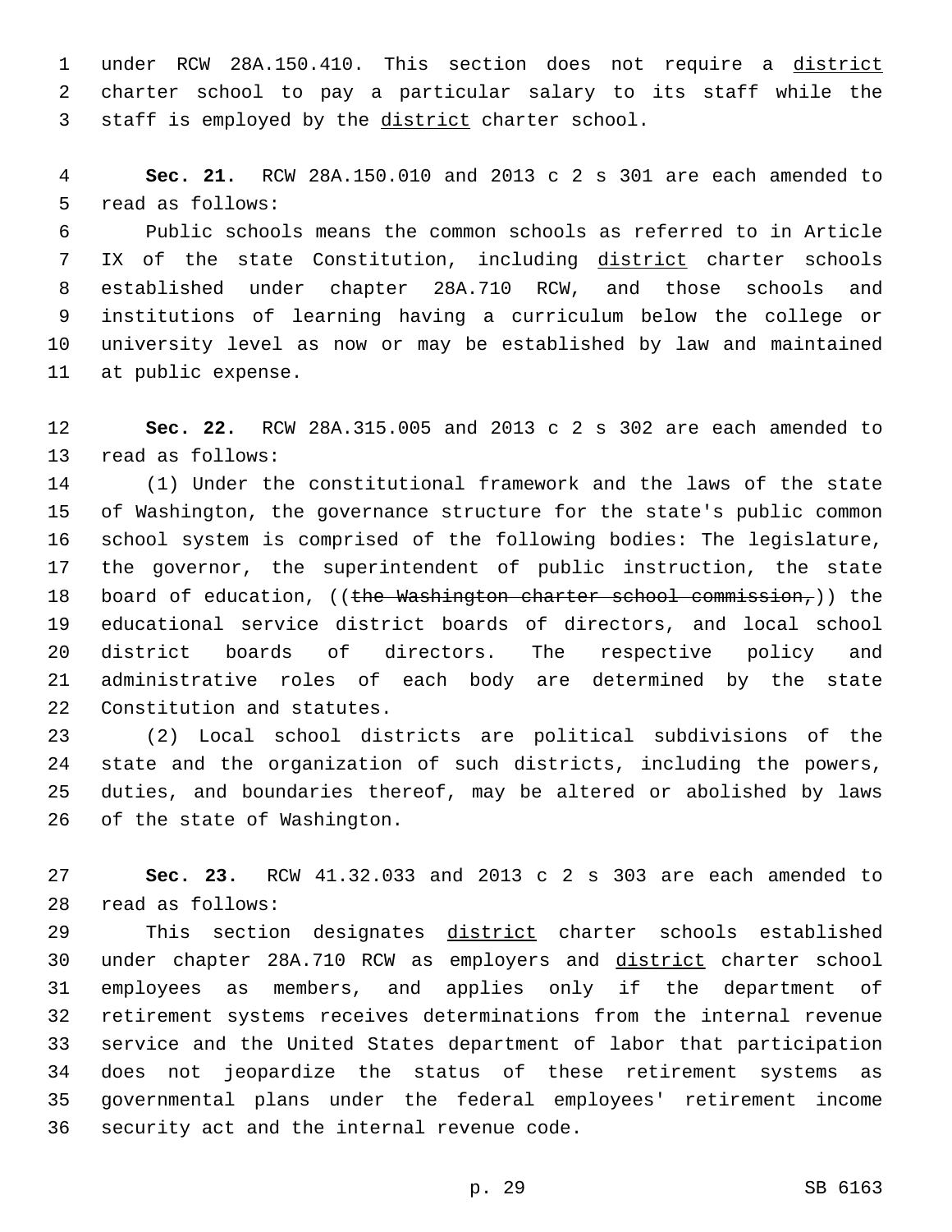under RCW 28A.150.410. This section does not require a district charter school to pay a particular salary to its staff while the staff is employed by the district charter school.

**Sec. 21.** RCW 28A.150.010 and 2013 c 2 s 301 are each amended to read as follows:

Public schools means the common schools as referred to in Article IX of the state Constitution, including district charter schools established under chapter 28A.710 RCW, and those schools and institutions of learning having a curriculum below the college or university level as now or may be established by law and maintained at public expense.

**Sec. 22.** RCW 28A.315.005 and 2013 c 2 s 302 are each amended to read as follows:

(1) Under the constitutional framework and the laws of the state of Washington, the governance structure for the state's public common school system is comprised of the following bodies: The legislature, the governor, the superintendent of public instruction, the state board of education, ((~~the Washington charter school commission,~~)) the educational service district boards of directors, and local school district boards of directors. The respective policy and administrative roles of each body are determined by the state Constitution and statutes.

(2) Local school districts are political subdivisions of the state and the organization of such districts, including the powers, duties, and boundaries thereof, may be altered or abolished by laws of the state of Washington.

**Sec. 23.** RCW 41.32.033 and 2013 c 2 s 303 are each amended to read as follows:

This section designates district charter schools established under chapter 28A.710 RCW as employers and district charter school employees as members, and applies only if the department of retirement systems receives determinations from the internal revenue service and the United States department of labor that participation does not jeopardize the status of these retirement systems as governmental plans under the federal employees' retirement income security act and the internal revenue code.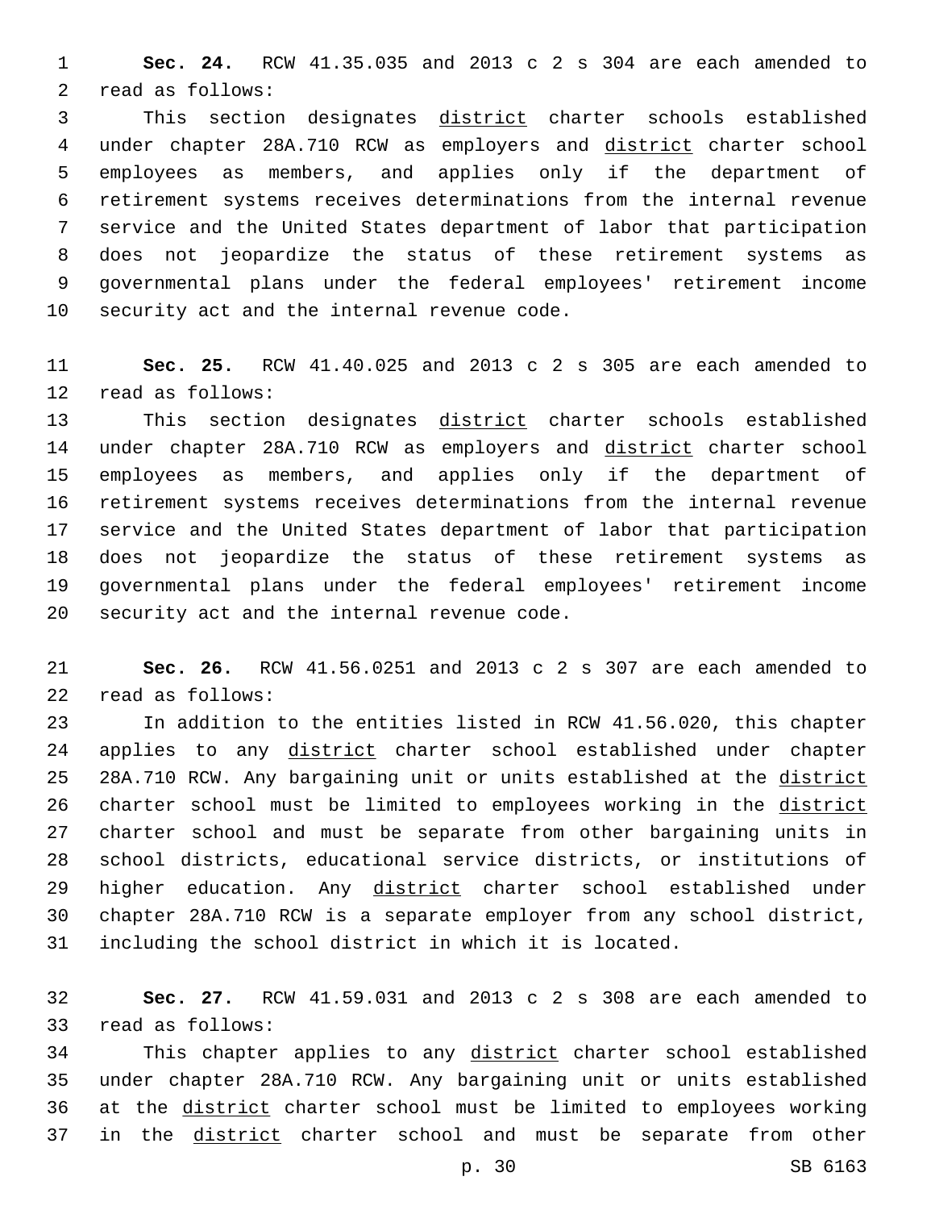**Sec. 24.** RCW 41.35.035 and 2013 c 2 s 304 are each amended to read as follows:

This section designates district charter schools established under chapter 28A.710 RCW as employers and district charter school employees as members, and applies only if the department of retirement systems receives determinations from the internal revenue service and the United States department of labor that participation does not jeopardize the status of these retirement systems as governmental plans under the federal employees' retirement income security act and the internal revenue code.

**Sec. 25.** RCW 41.40.025 and 2013 c 2 s 305 are each amended to read as follows:

This section designates district charter schools established under chapter 28A.710 RCW as employers and district charter school employees as members, and applies only if the department of retirement systems receives determinations from the internal revenue service and the United States department of labor that participation does not jeopardize the status of these retirement systems as governmental plans under the federal employees' retirement income security act and the internal revenue code.

**Sec. 26.** RCW 41.56.0251 and 2013 c 2 s 307 are each amended to read as follows:

In addition to the entities listed in RCW 41.56.020, this chapter applies to any district charter school established under chapter 28A.710 RCW. Any bargaining unit or units established at the district charter school must be limited to employees working in the district charter school and must be separate from other bargaining units in school districts, educational service districts, or institutions of higher education. Any district charter school established under chapter 28A.710 RCW is a separate employer from any school district, including the school district in which it is located.

**Sec. 27.** RCW 41.59.031 and 2013 c 2 s 308 are each amended to read as follows:

This chapter applies to any district charter school established under chapter 28A.710 RCW. Any bargaining unit or units established at the district charter school must be limited to employees working in the district charter school and must be separate from other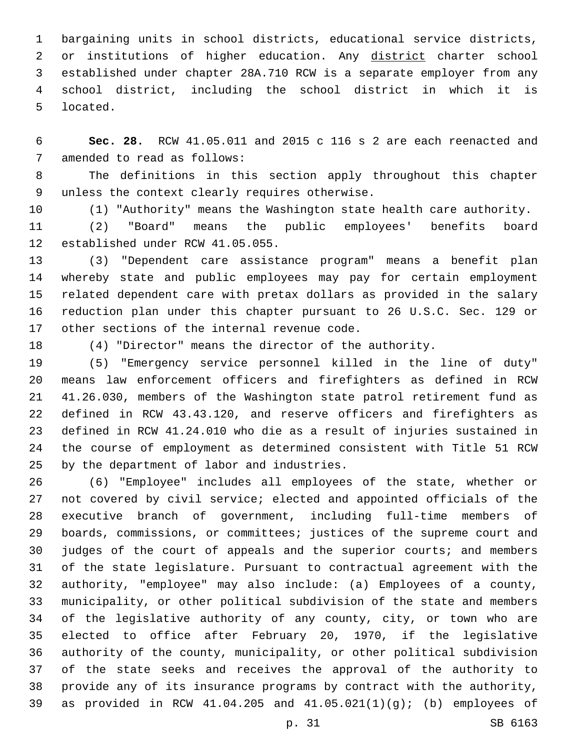bargaining units in school districts, educational service districts, or institutions of higher education. Any district charter school established under chapter 28A.710 RCW is a separate employer from any school district, including the school district in which it is located.

**Sec. 28.** RCW 41.05.011 and 2015 c 116 s 2 are each reenacted and amended to read as follows:

The definitions in this section apply throughout this chapter unless the context clearly requires otherwise.

(1) "Authority" means the Washington state health care authority.

(2) "Board" means the public employees' benefits board established under RCW 41.05.055.

(3) "Dependent care assistance program" means a benefit plan whereby state and public employees may pay for certain employment related dependent care with pretax dollars as provided in the salary reduction plan under this chapter pursuant to 26 U.S.C. Sec. 129 or other sections of the internal revenue code.

(4) "Director" means the director of the authority.

(5) "Emergency service personnel killed in the line of duty" means law enforcement officers and firefighters as defined in RCW 41.26.030, members of the Washington state patrol retirement fund as defined in RCW 43.43.120, and reserve officers and firefighters as defined in RCW 41.24.010 who die as a result of injuries sustained in the course of employment as determined consistent with Title 51 RCW by the department of labor and industries.

(6) "Employee" includes all employees of the state, whether or not covered by civil service; elected and appointed officials of the executive branch of government, including full-time members of boards, commissions, or committees; justices of the supreme court and judges of the court of appeals and the superior courts; and members of the state legislature. Pursuant to contractual agreement with the authority, "employee" may also include: (a) Employees of a county, municipality, or other political subdivision of the state and members of the legislative authority of any county, city, or town who are elected to office after February 20, 1970, if the legislative authority of the county, municipality, or other political subdivision of the state seeks and receives the approval of the authority to provide any of its insurance programs by contract with the authority, as provided in RCW 41.04.205 and 41.05.021(1)(g); (b) employees of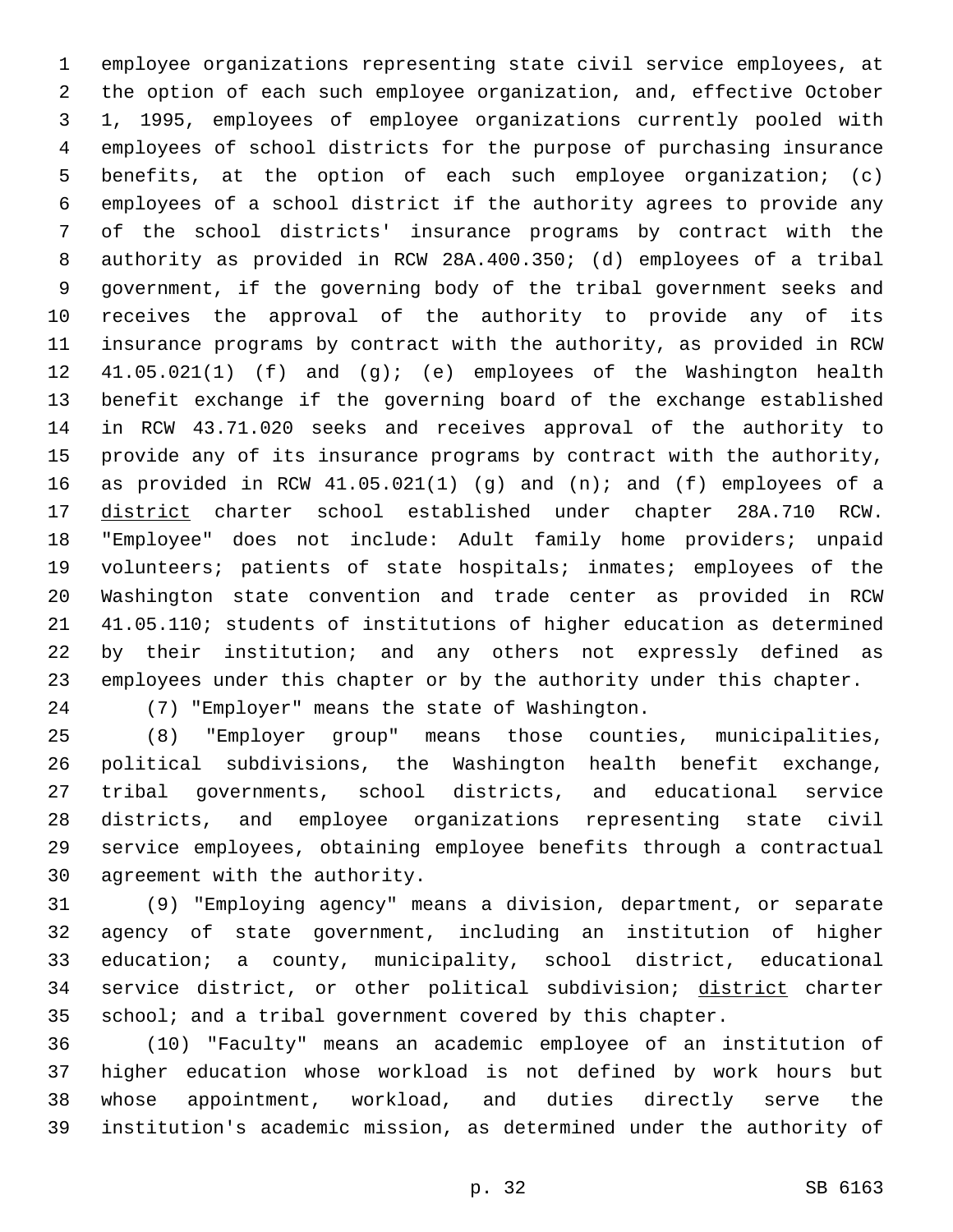employee organizations representing state civil service employees, at the option of each such employee organization, and, effective October 1, 1995, employees of employee organizations currently pooled with employees of school districts for the purpose of purchasing insurance benefits, at the option of each such employee organization; (c) employees of a school district if the authority agrees to provide any of the school districts' insurance programs by contract with the authority as provided in RCW 28A.400.350; (d) employees of a tribal government, if the governing body of the tribal government seeks and receives the approval of the authority to provide any of its insurance programs by contract with the authority, as provided in RCW 41.05.021(1) (f) and (g); (e) employees of the Washington health benefit exchange if the governing board of the exchange established in RCW 43.71.020 seeks and receives approval of the authority to provide any of its insurance programs by contract with the authority, as provided in RCW 41.05.021(1) (g) and (n); and (f) employees of a <u>district</u> charter school established under chapter 28A.710 RCW. "Employee" does not include: Adult family home providers; unpaid volunteers; patients of state hospitals; inmates; employees of the Washington state convention and trade center as provided in RCW 41.05.110; students of institutions of higher education as determined by their institution; and any others not expressly defined as employees under this chapter or by the authority under this chapter.

(7) "Employer" means the state of Washington.

(8) "Employer group" means those counties, municipalities, political subdivisions, the Washington health benefit exchange, tribal governments, school districts, and educational service districts, and employee organizations representing state civil service employees, obtaining employee benefits through a contractual agreement with the authority.

(9) "Employing agency" means a division, department, or separate agency of state government, including an institution of higher education; a county, municipality, school district, educational service district, or other political subdivision; <u>district</u> charter school; and a tribal government covered by this chapter.

(10) "Faculty" means an academic employee of an institution of higher education whose workload is not defined by work hours but whose appointment, workload, and duties directly serve the institution's academic mission, as determined under the authority of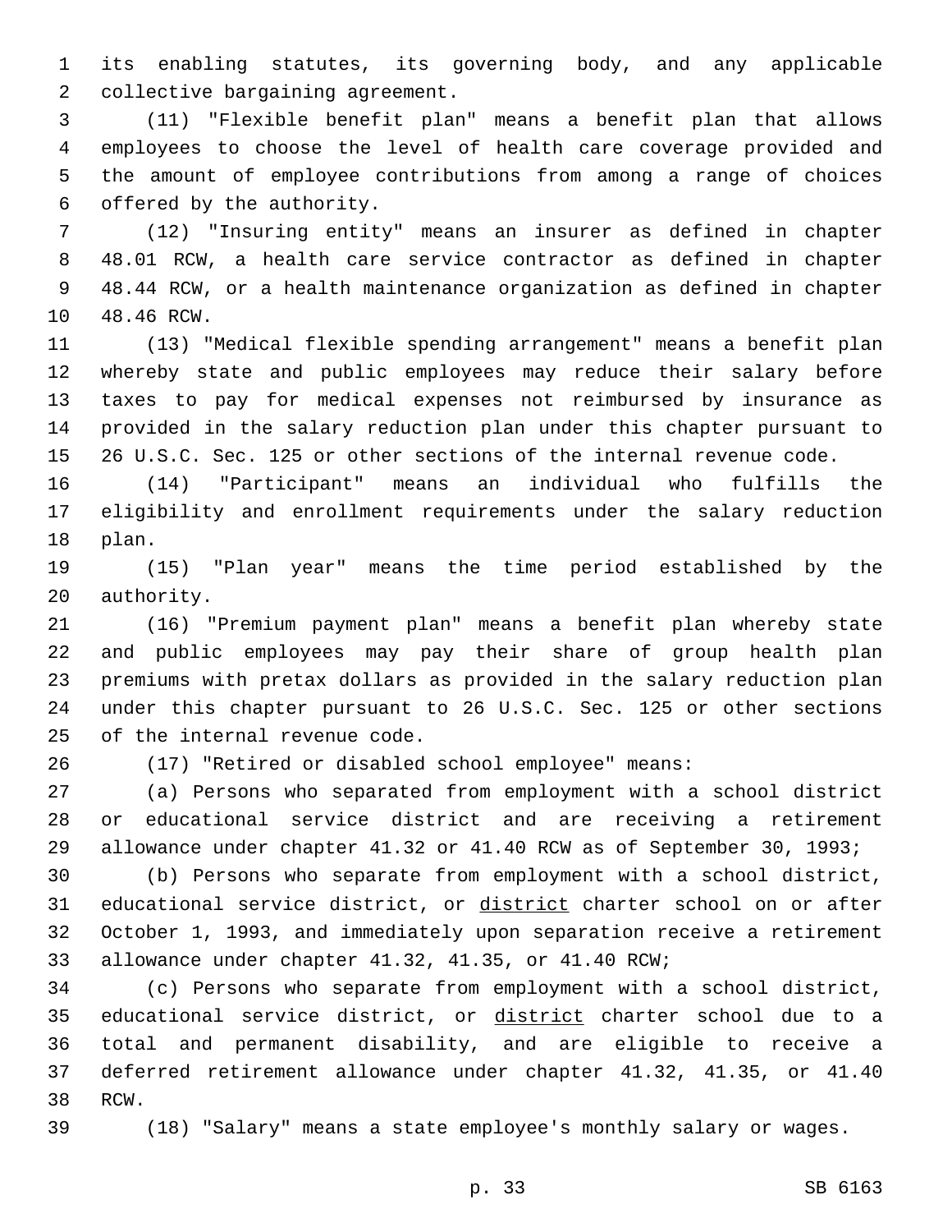its enabling statutes, its governing body, and any applicable collective bargaining agreement.

(11) "Flexible benefit plan" means a benefit plan that allows employees to choose the level of health care coverage provided and the amount of employee contributions from among a range of choices offered by the authority.

(12) "Insuring entity" means an insurer as defined in chapter 48.01 RCW, a health care service contractor as defined in chapter 48.44 RCW, or a health maintenance organization as defined in chapter 48.46 RCW.

(13) "Medical flexible spending arrangement" means a benefit plan whereby state and public employees may reduce their salary before taxes to pay for medical expenses not reimbursed by insurance as provided in the salary reduction plan under this chapter pursuant to 26 U.S.C. Sec. 125 or other sections of the internal revenue code.

(14) "Participant" means an individual who fulfills the eligibility and enrollment requirements under the salary reduction plan.

(15) "Plan year" means the time period established by the authority.

(16) "Premium payment plan" means a benefit plan whereby state and public employees may pay their share of group health plan premiums with pretax dollars as provided in the salary reduction plan under this chapter pursuant to 26 U.S.C. Sec. 125 or other sections of the internal revenue code.

(17) "Retired or disabled school employee" means:

(a) Persons who separated from employment with a school district or educational service district and are receiving a retirement allowance under chapter 41.32 or 41.40 RCW as of September 30, 1993;

(b) Persons who separate from employment with a school district, educational service district, or <u>district</u> charter school on or after October 1, 1993, and immediately upon separation receive a retirement allowance under chapter 41.32, 41.35, or 41.40 RCW;

(c) Persons who separate from employment with a school district, educational service district, or <u>district</u> charter school due to a total and permanent disability, and are eligible to receive a deferred retirement allowance under chapter 41.32, 41.35, or 41.40 RCW.

(18) "Salary" means a state employee's monthly salary or wages.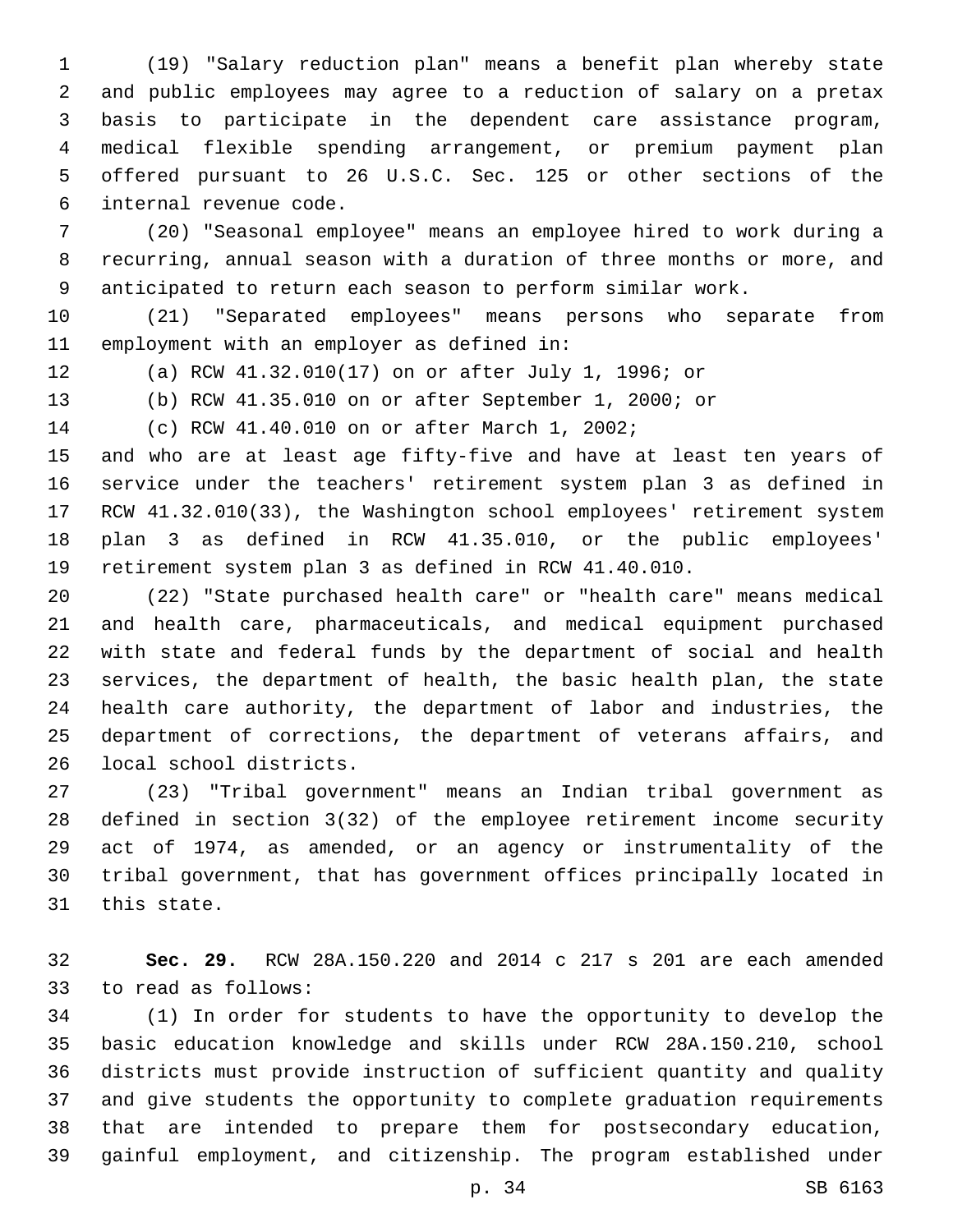(19) "Salary reduction plan" means a benefit plan whereby state and public employees may agree to a reduction of salary on a pretax basis to participate in the dependent care assistance program, medical flexible spending arrangement, or premium payment plan offered pursuant to 26 U.S.C. Sec. 125 or other sections of the internal revenue code.

(20) "Seasonal employee" means an employee hired to work during a recurring, annual season with a duration of three months or more, and anticipated to return each season to perform similar work.

(21) "Separated employees" means persons who separate from employment with an employer as defined in:

(a) RCW 41.32.010(17) on or after July 1, 1996; or

(b) RCW 41.35.010 on or after September 1, 2000; or

(c) RCW 41.40.010 on or after March 1, 2002;

and who are at least age fifty-five and have at least ten years of service under the teachers' retirement system plan 3 as defined in RCW 41.32.010(33), the Washington school employees' retirement system plan 3 as defined in RCW 41.35.010, or the public employees' retirement system plan 3 as defined in RCW 41.40.010.

(22) "State purchased health care" or "health care" means medical and health care, pharmaceuticals, and medical equipment purchased with state and federal funds by the department of social and health services, the department of health, the basic health plan, the state health care authority, the department of labor and industries, the department of corrections, the department of veterans affairs, and local school districts.

(23) "Tribal government" means an Indian tribal government as defined in section 3(32) of the employee retirement income security act of 1974, as amended, or an agency or instrumentality of the tribal government, that has government offices principally located in this state.

**Sec. 29.** RCW 28A.150.220 and 2014 c 217 s 201 are each amended to read as follows:

(1) In order for students to have the opportunity to develop the basic education knowledge and skills under RCW 28A.150.210, school districts must provide instruction of sufficient quantity and quality and give students the opportunity to complete graduation requirements that are intended to prepare them for postsecondary education, gainful employment, and citizenship. The program established under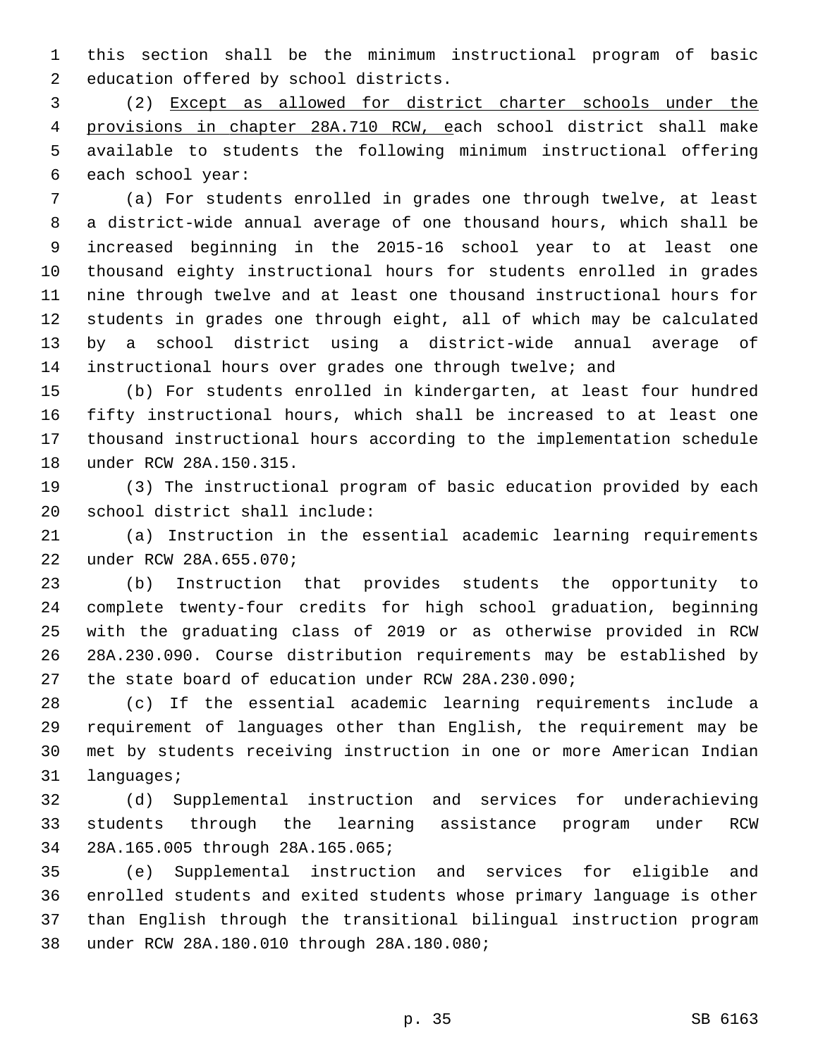this section shall be the minimum instructional program of basic education offered by school districts.

(2) <u>Except as allowed for district charter schools under the provisions in chapter 28A.710 RCW, e</u>ach school district shall make available to students the following minimum instructional offering each school year:

(a) For students enrolled in grades one through twelve, at least a district-wide annual average of one thousand hours, which shall be increased beginning in the 2015-16 school year to at least one thousand eighty instructional hours for students enrolled in grades nine through twelve and at least one thousand instructional hours for students in grades one through eight, all of which may be calculated by a school district using a district-wide annual average of instructional hours over grades one through twelve; and

(b) For students enrolled in kindergarten, at least four hundred fifty instructional hours, which shall be increased to at least one thousand instructional hours according to the implementation schedule under RCW 28A.150.315.

(3) The instructional program of basic education provided by each school district shall include:

(a) Instruction in the essential academic learning requirements under RCW 28A.655.070;

(b) Instruction that provides students the opportunity to complete twenty-four credits for high school graduation, beginning with the graduating class of 2019 or as otherwise provided in RCW 28A.230.090. Course distribution requirements may be established by the state board of education under RCW 28A.230.090;

(c) If the essential academic learning requirements include a requirement of languages other than English, the requirement may be met by students receiving instruction in one or more American Indian languages;

(d) Supplemental instruction and services for underachieving students through the learning assistance program under RCW 28A.165.005 through 28A.165.065;

(e) Supplemental instruction and services for eligible and enrolled students and exited students whose primary language is other than English through the transitional bilingual instruction program under RCW 28A.180.010 through 28A.180.080;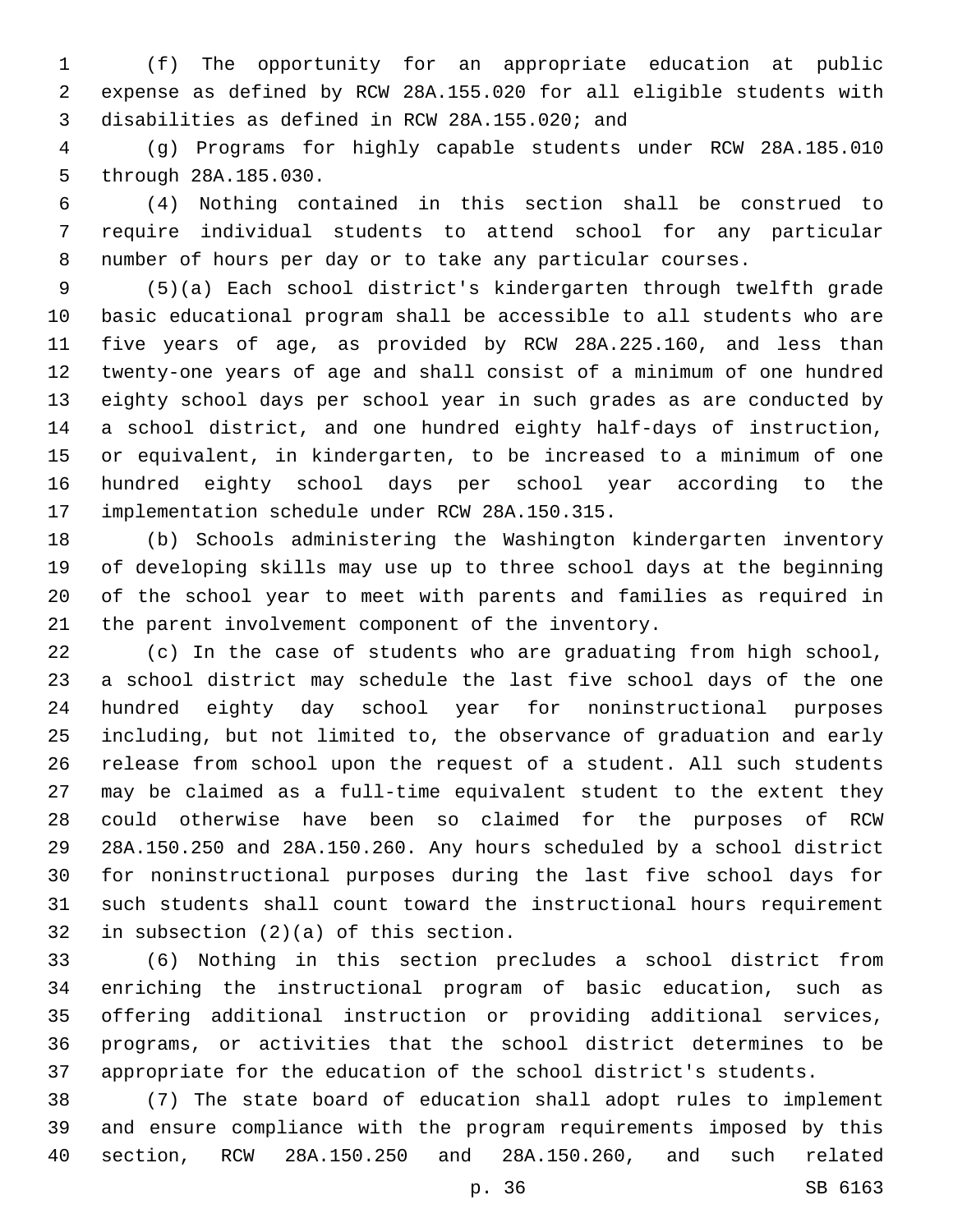(f) The opportunity for an appropriate education at public expense as defined by RCW 28A.155.020 for all eligible students with disabilities as defined in RCW 28A.155.020; and

(g) Programs for highly capable students under RCW 28A.185.010 through 28A.185.030.

(4) Nothing contained in this section shall be construed to require individual students to attend school for any particular number of hours per day or to take any particular courses.

(5)(a) Each school district's kindergarten through twelfth grade basic educational program shall be accessible to all students who are five years of age, as provided by RCW 28A.225.160, and less than twenty-one years of age and shall consist of a minimum of one hundred eighty school days per school year in such grades as are conducted by a school district, and one hundred eighty half-days of instruction, or equivalent, in kindergarten, to be increased to a minimum of one hundred eighty school days per school year according to the implementation schedule under RCW 28A.150.315.

(b) Schools administering the Washington kindergarten inventory of developing skills may use up to three school days at the beginning of the school year to meet with parents and families as required in the parent involvement component of the inventory.

(c) In the case of students who are graduating from high school, a school district may schedule the last five school days of the one hundred eighty day school year for noninstructional purposes including, but not limited to, the observance of graduation and early release from school upon the request of a student. All such students may be claimed as a full-time equivalent student to the extent they could otherwise have been so claimed for the purposes of RCW 28A.150.250 and 28A.150.260. Any hours scheduled by a school district for noninstructional purposes during the last five school days for such students shall count toward the instructional hours requirement in subsection (2)(a) of this section.

(6) Nothing in this section precludes a school district from enriching the instructional program of basic education, such as offering additional instruction or providing additional services, programs, or activities that the school district determines to be appropriate for the education of the school district's students.

(7) The state board of education shall adopt rules to implement and ensure compliance with the program requirements imposed by this section, RCW 28A.150.250 and 28A.150.260, and such related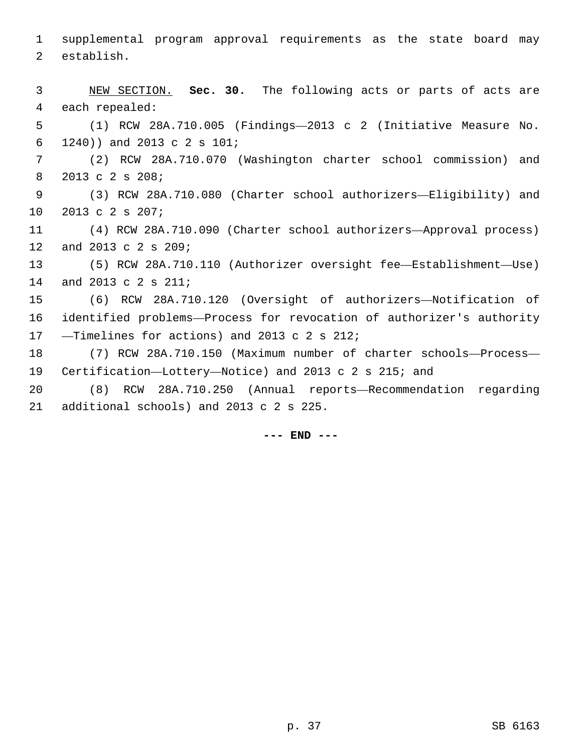supplemental program approval requirements as the state board may establish.

NEW SECTION. **Sec. 30.** The following acts or parts of acts are each repealed:

(1) RCW 28A.710.005 (Findings—2013 c 2 (Initiative Measure No. 1240)) and 2013 c 2 s 101;

(2) RCW 28A.710.070 (Washington charter school commission) and 2013 c 2 s 208;

(3) RCW 28A.710.080 (Charter school authorizers—Eligibility) and 2013 c 2 s 207;

(4) RCW 28A.710.090 (Charter school authorizers—Approval process) and 2013 c 2 s 209;

(5) RCW 28A.710.110 (Authorizer oversight fee—Establishment—Use) and 2013 c 2 s 211;

(6) RCW 28A.710.120 (Oversight of authorizers—Notification of identified problems—Process for revocation of authorizer's authority—Timelines for actions) and 2013 c 2 s 212;

(7) RCW 28A.710.150 (Maximum number of charter schools—Process—Certification—Lottery—Notice) and 2013 c 2 s 215; and

(8) RCW 28A.710.250 (Annual reports—Recommendation regarding additional schools) and 2013 c 2 s 225.

**--- END ---**